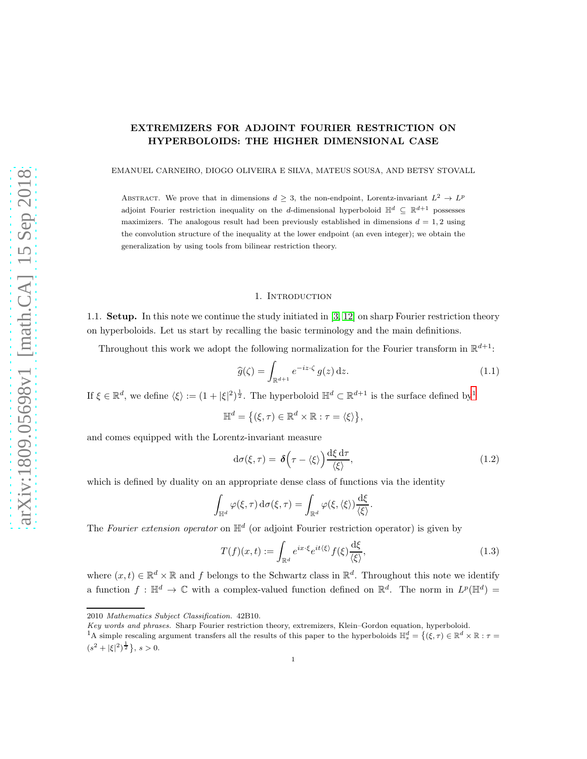# EXTREMIZERS FOR ADJOINT FOURIER RESTRICTION ON HYPERBOLOIDS: THE HIGHER DIMENSIONAL CASE

EMANUEL CARNEIRO, DIOGO OLIVEIRA E SILVA, MATEUS SOUSA, AND BETSY STOVALL

ABSTRACT. We prove that in dimensions $d \geq 3$, the non-endpoint, Lorentz-invariant $L^2 \to L^p$ adjoint Fourier restriction inequality on the $d$-dimensional hyperboloid $\mathbb{H}^d \subseteq \mathbb{R}^{d+1}$ possesses maximizers. The analogous result had been previously established in dimensions $d = 1, 2$ using the convolution structure of the inequality at the lower endpoint (an even integer); we obtain the generalization by using tools from bilinear restriction theory.

## 1. Introduction

### 1.1. Setup.

In this note we continue the study initiated in [3, 12] on sharp Fourier restriction theory on hyperboloids. Let us start by recalling the basic terminology and the main definitions.

Throughout this work we adopt the following normalization for the Fourier transform in $\mathbb{R}^{d+1}$:

$$\widehat{g}(\zeta) = \int_{\mathbb{R}^{d+1}} e^{-iz\cdot\zeta}\, g(z)\, \mathrm{d}z. \tag{1.1}$$

If $\xi \in \mathbb{R}^d$, we define $\langle \xi \rangle := (1 + |\xi|^2)^{\frac{1}{2}}$. The hyperboloid $\mathbb{H}^d \subset \mathbb{R}^{d+1}$ is the surface defined by[1]

$$\mathbb{H}^d = \big\{(\xi, \tau) \in \mathbb{R}^d \times \mathbb{R} : \tau = \langle \xi \rangle\big\},$$

and comes equipped with the Lorentz-invariant measure

$$\mathrm{d}\sigma(\xi, \tau) = \boldsymbol{\delta}\Big(\tau - \langle \xi \rangle\Big)\frac{\mathrm{d}\xi\,\mathrm{d}\tau}{\langle \xi \rangle}, \tag{1.2}$$

which is defined by duality on an appropriate dense class of functions via the identity

$$\int_{\mathbb{H}^d} \varphi(\xi, \tau)\, \mathrm{d}\sigma(\xi, \tau) = \int_{\mathbb{R}^d} \varphi(\xi, \langle \xi \rangle)\frac{\mathrm{d}\xi}{\langle \xi \rangle}.$$

The *Fourier extension operator* on $\mathbb{H}^d$ (or adjoint Fourier restriction operator) is given by

$$T(f)(x, t) := \int_{\mathbb{R}^d} e^{ix\cdot\xi} e^{it\langle \xi \rangle} f(\xi)\frac{\mathrm{d}\xi}{\langle \xi \rangle}, \tag{1.3}$$

where $(x, t) \in \mathbb{R}^d \times \mathbb{R}$ and $f$ belongs to the Schwartz class in $\mathbb{R}^d$. Throughout this note we identify a function $f : \mathbb{H}^d \to \mathbb{C}$ with a complex-valued function defined on $\mathbb{R}^d$. The norm in $L^p(\mathbb{H}^d) =$

---

2010 *Mathematics Subject Classification.* 42B10.

*Key words and phrases.* Sharp Fourier restriction theory, extremizers, Klein–Gordon equation, hyperboloid.

[1] A simple rescaling argument transfers all the results of this paper to the hyperboloids $\mathbb{H}^d_s = \big\{(\xi, \tau) \in \mathbb{R}^d \times \mathbb{R} : \tau = (s^2 + |\xi|^2)^{\frac{1}{2}}\big\}$, $s > 0$.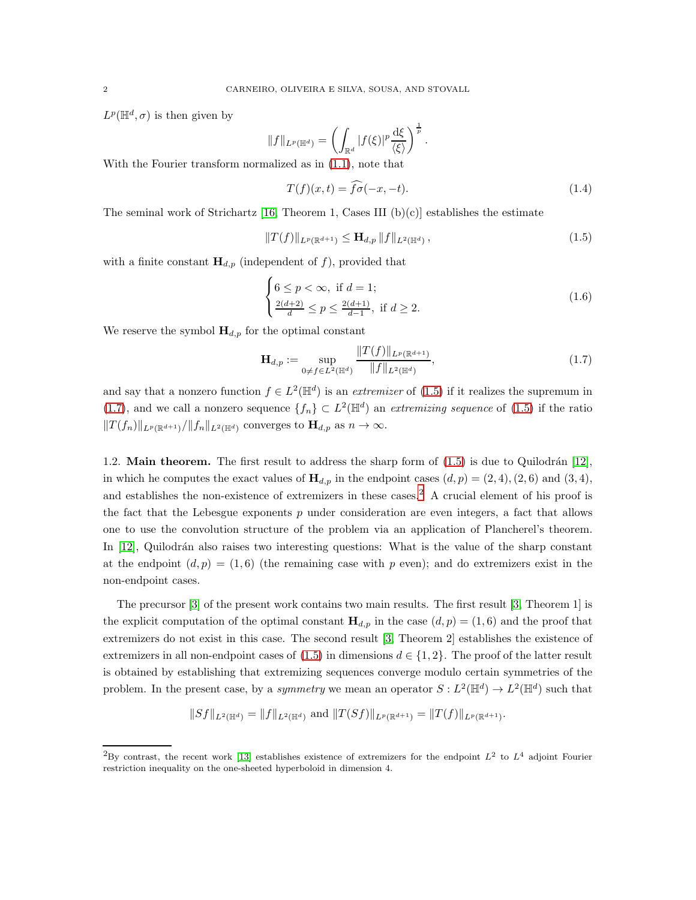$L^p(\mathbb{H}^d,\sigma)$ is then given by

$$\|f\|_{L^p(\mathbb{H}^d)} = \left(\int_{\mathbb{R}^d} |f(\xi)|^p \frac{\mathrm{d}\xi}{\langle \xi \rangle}\right)^{\frac{1}{p}}.$$

With the Fourier transform normalized as in (1.1), note that

$$T(f)(x,t) = \widehat{f\sigma}(-x,-t). \tag{1.4}$$

The seminal work of Strichartz [16, Theorem 1, Cases III (b)(c)] establishes the estimate

$$\|T(f)\|_{L^p(\mathbb{R}^{d+1})} \le \mathbf{H}_{d,p} \|f\|_{L^2(\mathbb{H}^d)}, \tag{1.5}$$

with a finite constant $\mathbf{H}_{d,p}$ (independent of $f$), provided that

$$\begin{cases} 6 \le p < \infty, \text{ if } d = 1; \\ \frac{2(d+2)}{d} \le p \le \frac{2(d+1)}{d-1}, \text{ if } d \ge 2. \end{cases} \tag{1.6}$$

We reserve the symbol $\mathbf{H}_{d,p}$ for the optimal constant

$$\mathbf{H}_{d,p} := \sup_{0 \ne f \in L^2(\mathbb{H}^d)} \frac{\|T(f)\|_{L^p(\mathbb{R}^{d+1})}}{\|f\|_{L^2(\mathbb{H}^d)}}, \tag{1.7}$$

and say that a nonzero function $f \in L^2(\mathbb{H}^d)$ is an *extremizer* of (1.5) if it realizes the supremum in (1.7), and we call a nonzero sequence $\{f_n\} \subset L^2(\mathbb{H}^d)$ an *extremizing sequence* of (1.5) if the ratio $\|T(f_n)\|_{L^p(\mathbb{R}^{d+1})}/\|f_n\|_{L^2(\mathbb{H}^d)}$ converges to $\mathbf{H}_{d,p}$ as $n \to \infty$.

1.2. **Main theorem.** The first result to address the sharp form of (1.5) is due to Quilodrán [12], in which he computes the exact values of $\mathbf{H}_{d,p}$ in the endpoint cases $(d,p) = (2,4), (2,6)$ and $(3,4)$, and establishes the non-existence of extremizers in these cases.[2] A crucial element of his proof is the fact that the Lebesgue exponents $p$ under consideration are even integers, a fact that allows one to use the convolution structure of the problem via an application of Plancherel's theorem. In [12], Quilodrán also raises two interesting questions: What is the value of the sharp constant at the endpoint $(d,p) = (1,6)$ (the remaining case with $p$ even); and do extremizers exist in the non-endpoint cases.

The precursor [3] of the present work contains two main results. The first result [3, Theorem 1] is the explicit computation of the optimal constant $\mathbf{H}_{d,p}$ in the case $(d,p) = (1,6)$ and the proof that extremizers do not exist in this case. The second result [3, Theorem 2] establishes the existence of extremizers in all non-endpoint cases of (1.5) in dimensions $d \in \{1,2\}$. The proof of the latter result is obtained by establishing that extremizing sequences converge modulo certain symmetries of the problem. In the present case, by a *symmetry* we mean an operator $S : L^2(\mathbb{H}^d) \to L^2(\mathbb{H}^d)$ such that

$$\|Sf\|_{L^2(\mathbb{H}^d)} = \|f\|_{L^2(\mathbb{H}^d)} \text{ and } \|T(Sf)\|_{L^p(\mathbb{R}^{d+1})} = \|T(f)\|_{L^p(\mathbb{R}^{d+1})}.$$

---

[2] By contrast, the recent work [13] establishes existence of extremizers for the endpoint $L^2$ to $L^4$ adjoint Fourier restriction inequality on the one-sheeted hyperboloid in dimension 4.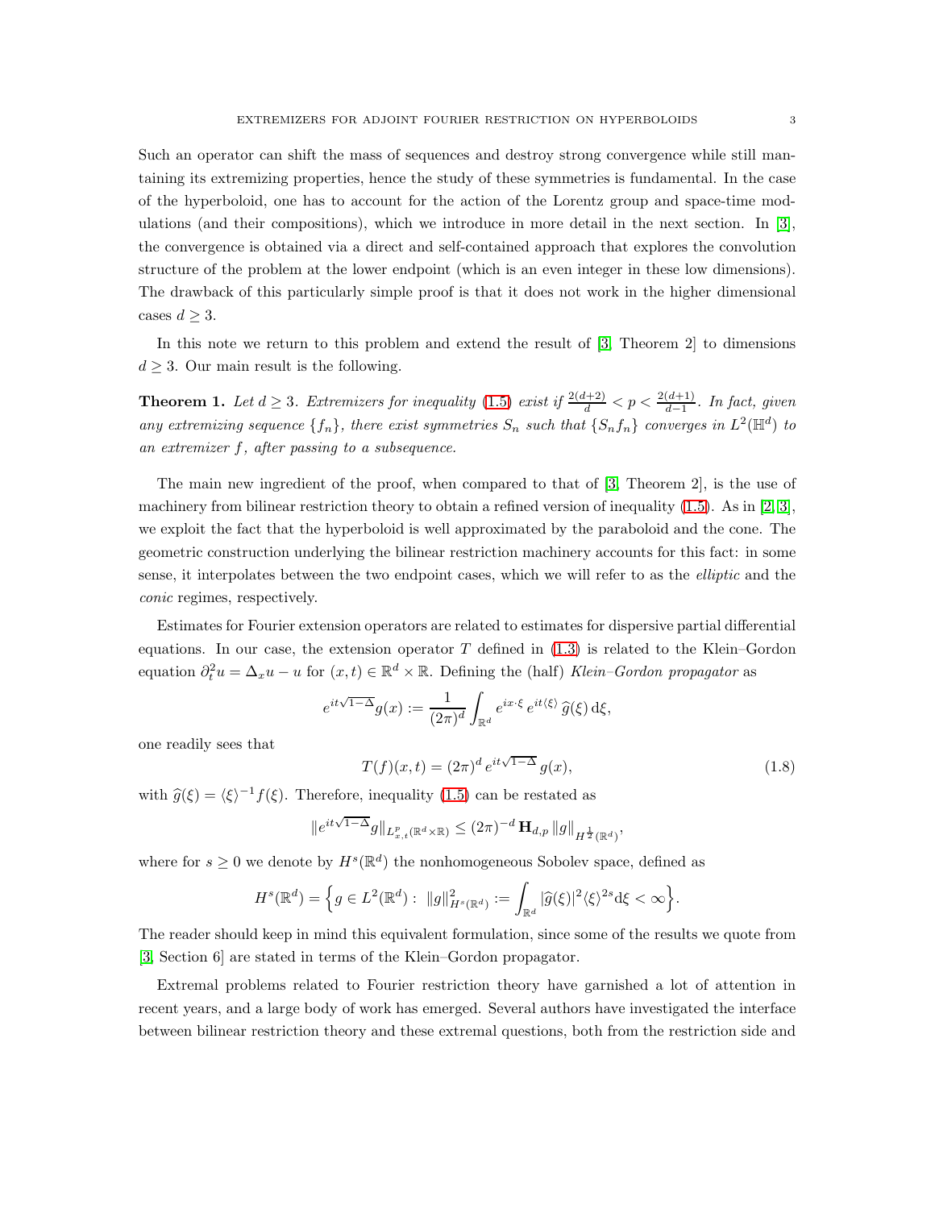Such an operator can shift the mass of sequences and destroy strong convergence while still mantaining its extremizing properties, hence the study of these symmetries is fundamental. In the case of the hyperboloid, one has to account for the action of the Lorentz group and space-time modulations (and their compositions), which we introduce in more detail in the next section. In [3], the convergence is obtained via a direct and self-contained approach that explores the convolution structure of the problem at the lower endpoint (which is an even integer in these low dimensions). The drawback of this particularly simple proof is that it does not work in the higher dimensional cases $d \geq 3$.

In this note we return to this problem and extend the result of [3, Theorem 2] to dimensions $d \geq 3$. Our main result is the following.

**Theorem 1.** *Let $d \geq 3$. Extremizers for inequality (1.5) exist if $\frac{2(d+2)}{d} < p < \frac{2(d+1)}{d-1}$. In fact, given any extremizing sequence $\{f_n\}$, there exist symmetries $S_n$ such that $\{S_n f_n\}$ converges in $L^2(\mathbb{H}^d)$ to an extremizer $f$, after passing to a subsequence.*

The main new ingredient of the proof, when compared to that of [3, Theorem 2], is the use of machinery from bilinear restriction theory to obtain a refined version of inequality (1.5). As in [2, 3], we exploit the fact that the hyperboloid is well approximated by the paraboloid and the cone. The geometric construction underlying the bilinear restriction machinery accounts for this fact: in some sense, it interpolates between the two endpoint cases, which we will refer to as the *elliptic* and the *conic* regimes, respectively.

Estimates for Fourier extension operators are related to estimates for dispersive partial differential equations. In our case, the extension operator $T$ defined in (1.3) is related to the Klein–Gordon equation $\partial_t^2 u = \Delta_x u - u$ for $(x,t) \in \mathbb{R}^d \times \mathbb{R}$. Defining the (half) *Klein–Gordon propagator* as

$$e^{it\sqrt{1-\Delta}} g(x) := \frac{1}{(2\pi)^d} \int_{\mathbb{R}^d} e^{ix\cdot\xi}\, e^{it\langle\xi\rangle}\, \widehat{g}(\xi)\, \mathrm{d}\xi,$$

one readily sees that

$$T(f)(x,t) = (2\pi)^d\, e^{it\sqrt{1-\Delta}}\, g(x), \tag{1.8}$$

with $\widehat{g}(\xi) = \langle\xi\rangle^{-1} f(\xi)$. Therefore, inequality (1.5) can be restated as

$$\|e^{it\sqrt{1-\Delta}} g\|_{L^p_{x,t}(\mathbb{R}^d\times\mathbb{R})} \leq (2\pi)^{-d}\, \mathbf{H}_{d,p}\, \|g\|_{H^{\frac{1}{2}}(\mathbb{R}^d)},$$

where for $s \geq 0$ we denote by $H^s(\mathbb{R}^d)$ the nonhomogeneous Sobolev space, defined as

$$H^s(\mathbb{R}^d) = \Big\{ g \in L^2(\mathbb{R}^d) :\ \|g\|^2_{H^s(\mathbb{R}^d)} := \int_{\mathbb{R}^d} |\widehat{g}(\xi)|^2 \langle\xi\rangle^{2s} \mathrm{d}\xi < \infty \Big\}.$$

The reader should keep in mind this equivalent formulation, since some of the results we quote from [3, Section 6] are stated in terms of the Klein–Gordon propagator.

Extremal problems related to Fourier restriction theory have garnished a lot of attention in recent years, and a large body of work has emerged. Several authors have investigated the interface between bilinear restriction theory and these extremal questions, both from the restriction side and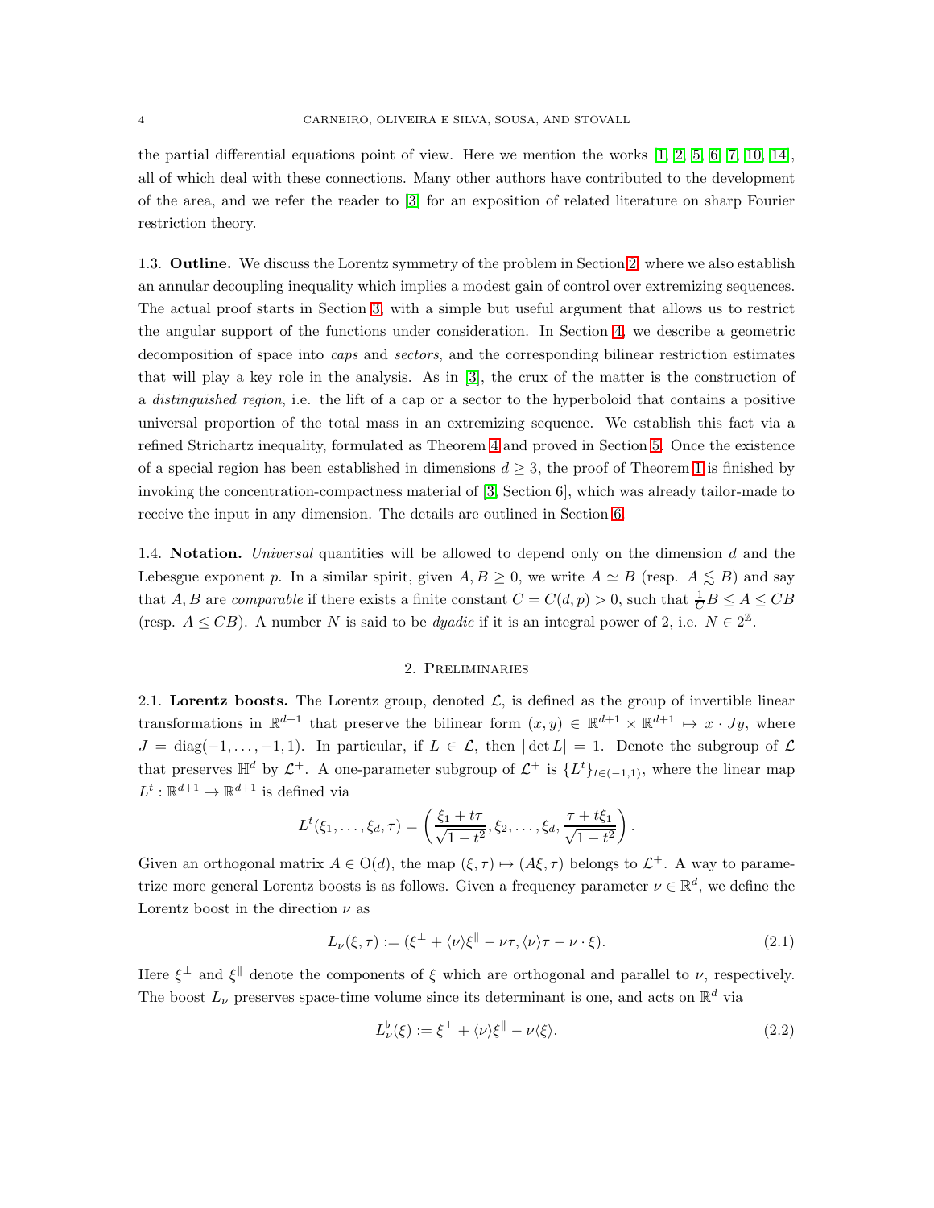the partial differential equations point of view. Here we mention the works [1, 2, 5, 6, 7, 10, 14], all of which deal with these connections. Many other authors have contributed to the development of the area, and we refer the reader to [3] for an exposition of related literature on sharp Fourier restriction theory.

### 1.3. Outline.

We discuss the Lorentz symmetry of the problem in Section 2, where we also establish an annular decoupling inequality which implies a modest gain of control over extremizing sequences. The actual proof starts in Section 3, with a simple but useful argument that allows us to restrict the angular support of the functions under consideration. In Section 4, we describe a geometric decomposition of space into *caps* and *sectors*, and the corresponding bilinear restriction estimates that will play a key role in the analysis. As in [3], the crux of the matter is the construction of a *distinguished region*, i.e. the lift of a cap or a sector to the hyperboloid that contains a positive universal proportion of the total mass in an extremizing sequence. We establish this fact via a refined Strichartz inequality, formulated as Theorem 4 and proved in Section 5. Once the existence of a special region has been established in dimensions $d \geq 3$, the proof of Theorem 1 is finished by invoking the concentration-compactness material of [3, Section 6], which was already tailor-made to receive the input in any dimension. The details are outlined in Section 6.

### 1.4. Notation.

*Universal* quantities will be allowed to depend only on the dimension $d$ and the Lebesgue exponent $p$. In a similar spirit, given $A, B \geq 0$, we write $A \simeq B$ (resp. $A \lesssim B$) and say that $A, B$ are *comparable* if there exists a finite constant $C = C(d,p) > 0$, such that $\frac{1}{C}B \leq A \leq CB$ (resp. $A \leq CB$). A number $N$ is said to be *dyadic* if it is an integral power of 2, i.e. $N \in 2^{\mathbb{Z}}$.

## 2. Preliminaries

### 2.1. Lorentz boosts.

The Lorentz group, denoted $\mathcal{L}$, is defined as the group of invertible linear transformations in $\mathbb{R}^{d+1}$ that preserve the bilinear form $(x,y) \in \mathbb{R}^{d+1} \times \mathbb{R}^{d+1} \mapsto x \cdot Jy$, where $J = \mathrm{diag}(-1, \ldots, -1, 1)$. In particular, if $L \in \mathcal{L}$, then $|\det L| = 1$. Denote the subgroup of $\mathcal{L}$ that preserves $\mathbb{H}^d$ by $\mathcal{L}^+$. A one-parameter subgroup of $\mathcal{L}^+$ is $\{L^t\}_{t \in (-1,1)}$, where the linear map $L^t : \mathbb{R}^{d+1} \to \mathbb{R}^{d+1}$ is defined via

$$L^t(\xi_1, \ldots, \xi_d, \tau) = \left( \frac{\xi_1 + t\tau}{\sqrt{1-t^2}}, \xi_2, \ldots, \xi_d, \frac{\tau + t\xi_1}{\sqrt{1-t^2}} \right).$$

Given an orthogonal matrix $A \in \mathrm{O}(d)$, the map $(\xi, \tau) \mapsto (A\xi, \tau)$ belongs to $\mathcal{L}^+$. A way to parametrize more general Lorentz boosts is as follows. Given a frequency parameter $\nu \in \mathbb{R}^d$, we define the Lorentz boost in the direction $\nu$ as

$$L_\nu(\xi, \tau) := (\xi^\perp + \langle \nu \rangle \xi^\parallel - \nu\tau, \langle \nu \rangle \tau - \nu \cdot \xi). \tag{2.1}$$

Here $\xi^\perp$ and $\xi^\parallel$ denote the components of $\xi$ which are orthogonal and parallel to $\nu$, respectively. The boost $L_\nu$ preserves space-time volume since its determinant is one, and acts on $\mathbb{R}^d$ via

$$L_\nu^\flat(\xi) := \xi^\perp + \langle \nu \rangle \xi^\parallel - \nu \langle \xi \rangle. \tag{2.2}$$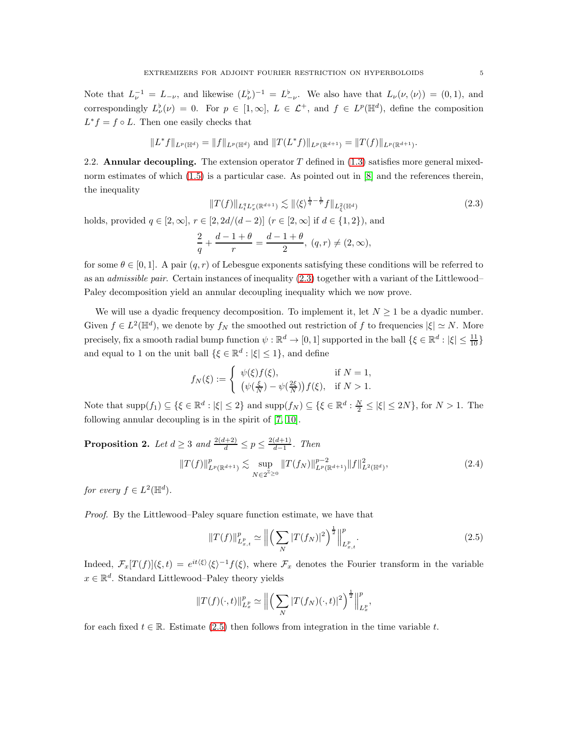Note that $L_\nu^{-1} = L_{-\nu}$, and likewise $(L_\nu^\flat)^{-1} = L_{-\nu}^\flat$. We also have that $L_\nu(\nu, \langle\nu\rangle) = (0,1)$, and correspondingly $L_\nu^\flat(\nu) = 0$. For $p \in [1,\infty]$, $L \in \mathcal{L}^+$, and $f \in L^p(\mathbb{H}^d)$, define the composition $L^* f = f \circ L$. Then one easily checks that

$$\|L^* f\|_{L^p(\mathbb{H}^d)} = \|f\|_{L^p(\mathbb{H}^d)} \text{ and } \|T(L^* f)\|_{L^p(\mathbb{R}^{d+1})} = \|T(f)\|_{L^p(\mathbb{R}^{d+1})}.$$

## 2.2. Annular decoupling.

The extension operator $T$ defined in (1.3) satisfies more general mixed-norm estimates of which (1.5) is a particular case. As pointed out in [8] and the references therein, the inequality

$$\|T(f)\|_{L^q_t L^r_x(\mathbb{R}^{d+1})} \lesssim \|\langle\xi\rangle^{\frac{1}{q}-\frac{1}{r}} f\|_{L^2_\xi(\mathbb{H}^d)} \tag{2.3}$$

holds, provided $q \in [2,\infty]$, $r \in [2, 2d/(d-2)]$ ($r \in [2,\infty]$ if $d \in \{1,2\}$), and

$$\frac{2}{q} + \frac{d-1+\theta}{r} = \frac{d-1+\theta}{2},\ (q,r) \neq (2,\infty),$$

for some $\theta \in [0,1]$. A pair $(q,r)$ of Lebesgue exponents satisfying these conditions will be referred to as an *admissible pair*. Certain instances of inequality (2.3) together with a variant of the Littlewood–Paley decomposition yield an annular decoupling inequality which we now prove.

We will use a dyadic frequency decomposition. To implement it, let $N \geq 1$ be a dyadic number. Given $f \in L^2(\mathbb{H}^d)$, we denote by $f_N$ the smoothed out restriction of $f$ to frequencies $|\xi| \simeq N$. More precisely, fix a smooth radial bump function $\psi : \mathbb{R}^d \to [0,1]$ supported in the ball $\{\xi \in \mathbb{R}^d : |\xi| \leq \frac{11}{10}\}$ and equal to 1 on the unit ball $\{\xi \in \mathbb{R}^d : |\xi| \leq 1\}$, and define

$$f_N(\xi) := \begin{cases} \psi(\xi) f(\xi), & \text{if } N = 1, \\ \big(\psi(\frac{\xi}{N}) - \psi(\frac{2\xi}{N})\big) f(\xi), & \text{if } N > 1. \end{cases}$$

Note that $\operatorname{supp}(f_1) \subseteq \{\xi \in \mathbb{R}^d : |\xi| \leq 2\}$ and $\operatorname{supp}(f_N) \subseteq \{\xi \in \mathbb{R}^d : \frac{N}{2} \leq |\xi| \leq 2N\}$, for $N > 1$. The following annular decoupling is in the spirit of [7, 10].

**Proposition 2.** *Let $d \geq 3$ and $\frac{2(d+2)}{d} \leq p \leq \frac{2(d+1)}{d-1}$. Then*

$$\|T(f)\|^p_{L^p(\mathbb{R}^{d+1})} \lesssim \sup_{N \in 2^{\mathbb{Z}_{\geq 0}}} \|T(f_N)\|^{p-2}_{L^p(\mathbb{R}^{d+1})} \|f\|^2_{L^2(\mathbb{H}^d)}, \tag{2.4}$$

*for every $f \in L^2(\mathbb{H}^d)$.*

*Proof.* By the Littlewood–Paley square function estimate, we have that

$$\|T(f)\|^p_{L^p_{x,t}} \simeq \Big\| \Big( \sum_N |T(f_N)|^2 \Big)^{\frac{1}{2}} \Big\|^p_{L^p_{x,t}}. \tag{2.5}$$

Indeed, $\mathcal{F}_x[T(f)](\xi,t) = e^{it\langle\xi\rangle} \langle\xi\rangle^{-1} f(\xi)$, where $\mathcal{F}_x$ denotes the Fourier transform in the variable $x \in \mathbb{R}^d$. Standard Littlewood–Paley theory yields

$$\|T(f)(\cdot,t)\|^p_{L^p_x} \simeq \Big\| \Big( \sum_N |T(f_N)(\cdot,t)|^2 \Big)^{\frac{1}{2}} \Big\|^p_{L^p_x},$$

for each fixed $t \in \mathbb{R}$. Estimate (2.5) then follows from integration in the time variable $t$.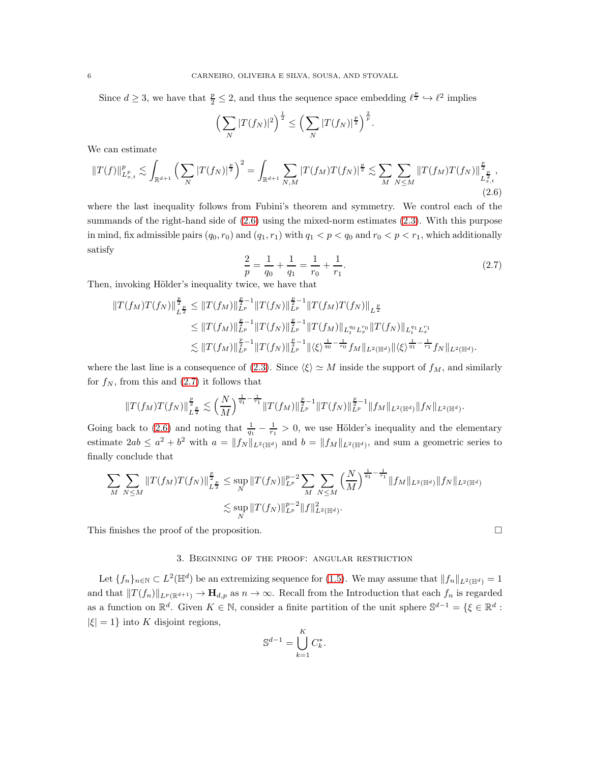Since $d \geq 3$, we have that $\frac{p}{2} \leq 2$, and thus the sequence space embedding $\ell^{\frac{p}{2}} \hookrightarrow \ell^2$ implies

$$\Big( \sum_N |T(f_N)|^2 \Big)^{\frac{1}{2}} \leq \Big( \sum_N |T(f_N)|^{\frac{p}{2}} \Big)^{\frac{2}{p}}.$$

We can estimate

$$\|T(f)\|_{L^p_{x,t}}^p \lesssim \int_{\mathbb{R}^{d+1}} \Big( \sum_N |T(f_N)|^{\frac{p}{2}} \Big)^2 = \int_{\mathbb{R}^{d+1}} \sum_{N,M} |T(f_M)T(f_N)|^{\frac{p}{2}} \lesssim \sum_M \sum_{N \leq M} \|T(f_M)T(f_N)\|_{L^{\frac{p}{2}}_{x,t}}^{\frac{p}{2}}, \tag{2.6}$$

where the last inequality follows from Fubini's theorem and symmetry. We control each of the summands of the right-hand side of (2.6) using the mixed-norm estimates (2.3). With this purpose in mind, fix admissible pairs $(q_0, r_0)$ and $(q_1, r_1)$ with $q_1 < p < q_0$ and $r_0 < p < r_1$, which additionally satisfy

$$\frac{2}{p} = \frac{1}{q_0} + \frac{1}{q_1} = \frac{1}{r_0} + \frac{1}{r_1}. \tag{2.7}$$

Then, invoking Hölder's inequality twice, we have that

$$\begin{aligned}
\|T(f_M)T(f_N)\|_{L^{\frac{p}{2}}}^{\frac{p}{2}} &\leq \|T(f_M)\|_{L^p}^{\frac{p}{2}-1} \|T(f_N)\|_{L^p}^{\frac{p}{2}-1} \|T(f_M)T(f_N)\|_{L^{\frac{p}{2}}} \\
&\leq \|T(f_M)\|_{L^p}^{\frac{p}{2}-1} \|T(f_N)\|_{L^p}^{\frac{p}{2}-1} \|T(f_M)\|_{L^{q_0}_t L^{r_0}_x} \|T(f_N)\|_{L^{q_1}_t L^{r_1}_x} \\
&\lesssim \|T(f_M)\|_{L^p}^{\frac{p}{2}-1} \|T(f_N)\|_{L^p}^{\frac{p}{2}-1} \|\langle \xi \rangle^{\frac{1}{q_0} - \frac{1}{r_0}} f_M\|_{L^2(\mathbb{H}^d)} \|\langle \xi \rangle^{\frac{1}{q_1} - \frac{1}{r_1}} f_N\|_{L^2(\mathbb{H}^d)}.
\end{aligned}$$

where the last line is a consequence of (2.3). Since $\langle \xi \rangle \simeq M$ inside the support of $f_M$, and similarly for $f_N$, from this and (2.7) it follows that

$$\|T(f_M)T(f_N)\|_{L^{\frac{p}{2}}}^{\frac{p}{2}} \lesssim \Big( \frac{N}{M} \Big)^{\frac{1}{q_1} - \frac{1}{r_1}} \|T(f_M)\|_{L^p}^{\frac{p}{2}-1} \|T(f_N)\|_{L^p}^{\frac{p}{2}-1} \|f_M\|_{L^2(\mathbb{H}^d)} \|f_N\|_{L^2(\mathbb{H}^d)}.$$

Going back to (2.6) and noting that $\frac{1}{q_1} - \frac{1}{r_1} > 0$, we use Hölder's inequality and the elementary estimate $2ab \leq a^2 + b^2$ with $a = \|f_N\|_{L^2(\mathbb{H}^d)}$ and $b = \|f_M\|_{L^2(\mathbb{H}^d)}$, and sum a geometric series to finally conclude that

$$\begin{aligned}
\sum_M \sum_{N \leq M} \|T(f_M)T(f_N)\|_{L^{\frac{p}{2}}}^{\frac{p}{2}} &\leq \sup_N \|T(f_N)\|_{L^p}^{p-2} \sum_M \sum_{N \leq M} \Big( \frac{N}{M} \Big)^{\frac{1}{q_1} - \frac{1}{r_1}} \|f_M\|_{L^2(\mathbb{H}^d)} \|f_N\|_{L^2(\mathbb{H}^d)} \\
&\lesssim \sup_N \|T(f_N)\|_{L^p}^{p-2} \|f\|_{L^2(\mathbb{H}^d)}^2.
\end{aligned}$$

This finishes the proof of the proposition. $\square$

## 3. Beginning of the proof: angular restriction

Let $\{f_n\}_{n \in \mathbb{N}} \subset L^2(\mathbb{H}^d)$ be an extremizing sequence for (1.5). We may assume that $\|f_n\|_{L^2(\mathbb{H}^d)} = 1$ and that $\|T(f_n)\|_{L^p(\mathbb{R}^{d+1})} \to \mathbf{H}_{d,p}$ as $n \to \infty$. Recall from the Introduction that each $f_n$ is regarded as a function on $\mathbb{R}^d$. Given $K \in \mathbb{N}$, consider a finite partition of the unit sphere $\mathbb{S}^{d-1} = \{\xi \in \mathbb{R}^d : |\xi| = 1\}$ into $K$ disjoint regions,

$$\mathbb{S}^{d-1} = \bigcup_{k=1}^K C_k^*.$$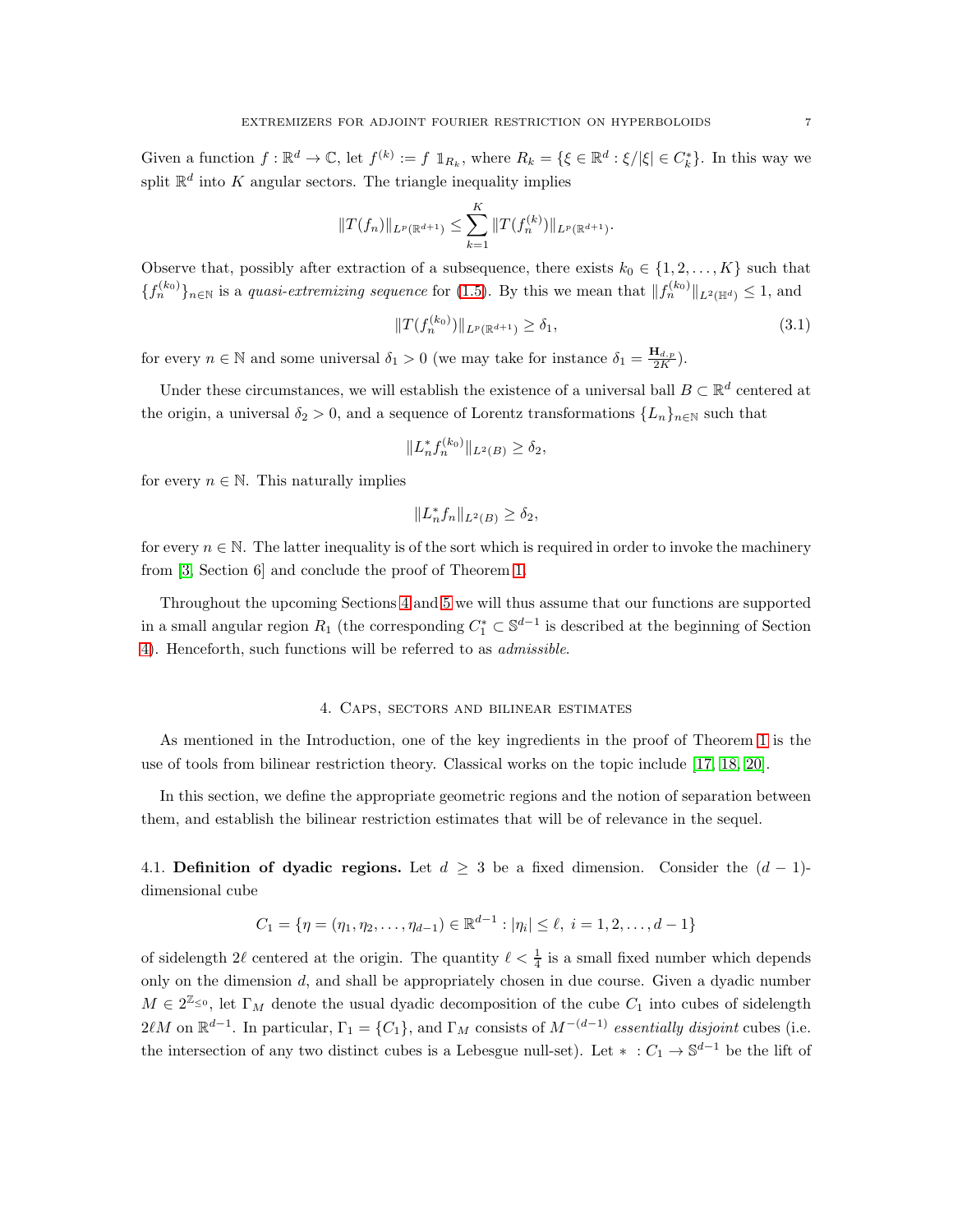Given a function $f : \mathbb{R}^d \to \mathbb{C}$, let $f^{(k)} := f\, \mathbb{1}_{R_k}$, where $R_k = \{\xi \in \mathbb{R}^d : \xi/|\xi| \in C_k^*\}$. In this way we split $\mathbb{R}^d$ into $K$ angular sectors. The triangle inequality implies

$$\|T(f_n)\|_{L^p(\mathbb{R}^{d+1})} \leq \sum_{k=1}^{K} \|T(f_n^{(k)})\|_{L^p(\mathbb{R}^{d+1})}.$$

Observe that, possibly after extraction of a subsequence, there exists $k_0 \in \{1, 2, \ldots, K\}$ such that $\{f_n^{(k_0)}\}_{n\in\mathbb{N}}$ is a *quasi-extremizing sequence* for (1.5). By this we mean that $\|f_n^{(k_0)}\|_{L^2(\mathbb{H}^d)} \leq 1$, and

$$\|T(f_n^{(k_0)})\|_{L^p(\mathbb{R}^{d+1})} \geq \delta_1, \tag{3.1}$$

for every $n \in \mathbb{N}$ and some universal $\delta_1 > 0$ (we may take for instance $\delta_1 = \frac{\mathbf{H}_{d,p}}{2K}$).

Under these circumstances, we will establish the existence of a universal ball $B \subset \mathbb{R}^d$ centered at the origin, a universal $\delta_2 > 0$, and a sequence of Lorentz transformations $\{L_n\}_{n\in\mathbb{N}}$ such that

$$\|L_n^* f_n^{(k_0)}\|_{L^2(B)} \geq \delta_2,$$

for every $n \in \mathbb{N}$. This naturally implies

$$\|L_n^* f_n\|_{L^2(B)} \geq \delta_2,$$

for every $n \in \mathbb{N}$. The latter inequality is of the sort which is required in order to invoke the machinery from [3, Section 6] and conclude the proof of Theorem 1.

Throughout the upcoming Sections 4 and 5 we will thus assume that our functions are supported in a small angular region $R_1$ (the corresponding $C_1^* \subset \mathbb{S}^{d-1}$ is described at the beginning of Section 4). Henceforth, such functions will be referred to as *admissible*.

## 4. Caps, sectors and bilinear estimates

As mentioned in the Introduction, one of the key ingredients in the proof of Theorem 1 is the use of tools from bilinear restriction theory. Classical works on the topic include [17, 18, 20].

In this section, we define the appropriate geometric regions and the notion of separation between them, and establish the bilinear restriction estimates that will be of relevance in the sequel.

4.1. **Definition of dyadic regions.** Let $d \geq 3$ be a fixed dimension. Consider the $(d-1)$-dimensional cube

$$C_1 = \{\eta = (\eta_1, \eta_2, \ldots, \eta_{d-1}) \in \mathbb{R}^{d-1} : |\eta_i| \leq \ell,\ i = 1, 2, \ldots, d-1\}$$

of sidelength $2\ell$ centered at the origin. The quantity $\ell < \frac{1}{4}$ is a small fixed number which depends only on the dimension $d$, and shall be appropriately chosen in due course. Given a dyadic number $M \in 2^{\mathbb{Z}_{\leq 0}}$, let $\Gamma_M$ denote the usual dyadic decomposition of the cube $C_1$ into cubes of sidelength $2\ell M$ on $\mathbb{R}^{d-1}$. In particular, $\Gamma_1 = \{C_1\}$, and $\Gamma_M$ consists of $M^{-(d-1)}$ *essentially disjoint* cubes (i.e. the intersection of any two distinct cubes is a Lebesgue null-set). Let $* : C_1 \to \mathbb{S}^{d-1}$ be the lift of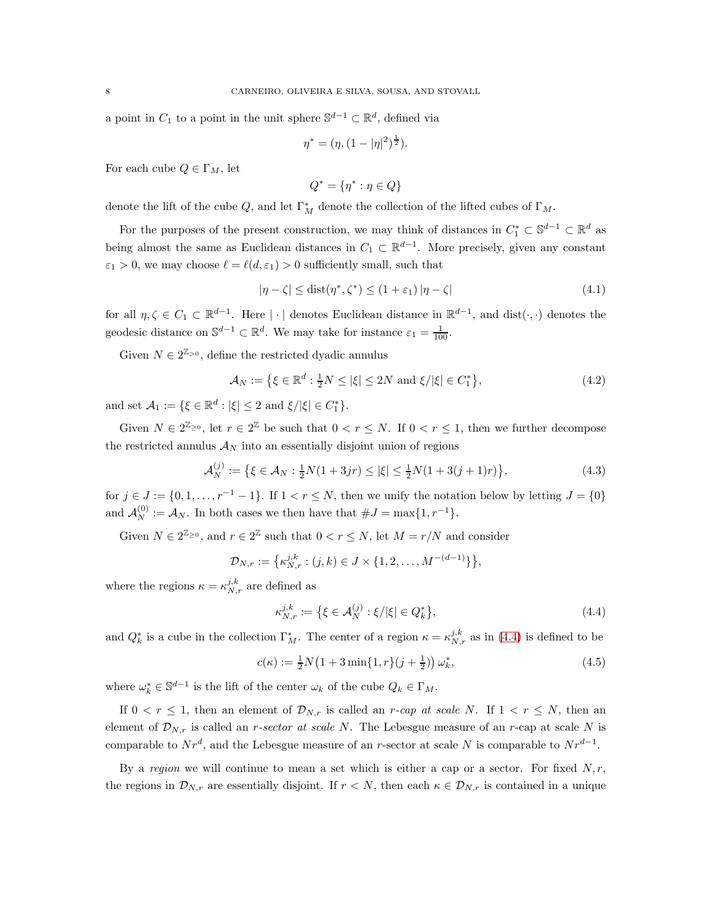a point in $C_1$ to a point in the unit sphere $\mathbb{S}^{d-1} \subset \mathbb{R}^d$, defined via

$$\eta^* = (\eta, (1 - |\eta|^2)^{\frac{1}{2}}).$$

For each cube $Q \in \Gamma_M$, let

$$Q^* = \{\eta^* : \eta \in Q\}$$

denote the lift of the cube $Q$, and let $\Gamma_M^*$ denote the collection of the lifted cubes of $\Gamma_M$.

For the purposes of the present construction, we may think of distances in $C_1^* \subset \mathbb{S}^{d-1} \subset \mathbb{R}^d$ as being almost the same as Euclidean distances in $C_1 \subset \mathbb{R}^{d-1}$. More precisely, given any constant $\varepsilon_1 > 0$, we may choose $\ell = \ell(d, \varepsilon_1) > 0$ sufficiently small, such that

$$|\eta - \zeta| \leq \operatorname{dist}(\eta^*, \zeta^*) \leq (1 + \varepsilon_1)\, |\eta - \zeta| \tag{4.1}$$

for all $\eta, \zeta \in C_1 \subset \mathbb{R}^{d-1}$. Here $|\cdot|$ denotes Euclidean distance in $\mathbb{R}^{d-1}$, and $\operatorname{dist}(\cdot, \cdot)$ denotes the geodesic distance on $\mathbb{S}^{d-1} \subset \mathbb{R}^d$. We may take for instance $\varepsilon_1 = \frac{1}{100}$.

Given $N \in 2^{\mathbb{Z}_{>0}}$, define the restricted dyadic annulus

$$\mathcal{A}_N := \big\{\xi \in \mathbb{R}^d : \tfrac{1}{2}N \leq |\xi| \leq 2N \text{ and } \xi/|\xi| \in C_1^*\big\}, \tag{4.2}$$

and set $\mathcal{A}_1 := \{\xi \in \mathbb{R}^d : |\xi| \leq 2 \text{ and } \xi/|\xi| \in C_1^*\}$.

Given $N \in 2^{\mathbb{Z}_{\geq 0}}$, let $r \in 2^{\mathbb{Z}}$ be such that $0 < r \leq N$. If $0 < r \leq 1$, then we further decompose the restricted annulus $\mathcal{A}_N$ into an essentially disjoint union of regions

$$\mathcal{A}_N^{(j)} := \big\{\xi \in \mathcal{A}_N : \tfrac{1}{2}N(1 + 3jr) \leq |\xi| \leq \tfrac{1}{2}N(1 + 3(j+1)r)\big\}, \tag{4.3}$$

for $j \in J := \{0, 1, \ldots, r^{-1} - 1\}$. If $1 < r \leq N$, then we unify the notation below by letting $J = \{0\}$ and $\mathcal{A}_N^{(0)} := \mathcal{A}_N$. In both cases we then have that $\#J = \max\{1, r^{-1}\}$.

Given $N \in 2^{\mathbb{Z}_{\geq 0}}$, and $r \in 2^{\mathbb{Z}}$ such that $0 < r \leq N$, let $M = r/N$ and consider

$$\mathcal{D}_{N,r} := \big\{\kappa_{N,r}^{j,k} : (j,k) \in J \times \{1, 2, \ldots, M^{-(d-1)}\}\big\},$$

where the regions $\kappa = \kappa_{N,r}^{j,k}$ are defined as

$$\kappa_{N,r}^{j,k} := \big\{\xi \in \mathcal{A}_N^{(j)} : \xi/|\xi| \in Q_k^*\big\}, \tag{4.4}$$

and $Q_k^*$ is a cube in the collection $\Gamma_M^*$. The center of a region $\kappa = \kappa_{N,r}^{j,k}$ as in (4.4) is defined to be

$$c(\kappa) := \tfrac{1}{2}N\big(1 + 3\min\{1, r\}(j + \tfrac{1}{2})\big)\, \omega_k^*, \tag{4.5}$$

where $\omega_k^* \in \mathbb{S}^{d-1}$ is the lift of the center $\omega_k$ of the cube $Q_k \in \Gamma_M$.

If $0 < r \leq 1$, then an element of $\mathcal{D}_{N,r}$ is called an *$r$-cap at scale $N$*. If $1 < r \leq N$, then an element of $\mathcal{D}_{N,r}$ is called an *$r$-sector at scale $N$*. The Lebesgue measure of an $r$-cap at scale $N$ is comparable to $Nr^d$, and the Lebesgue measure of an $r$-sector at scale $N$ is comparable to $Nr^{d-1}$.

By a *region* we will continue to mean a set which is either a cap or a sector. For fixed $N, r$, the regions in $\mathcal{D}_{N,r}$ are essentially disjoint. If $r < N$, then each $\kappa \in \mathcal{D}_{N,r}$ is contained in a unique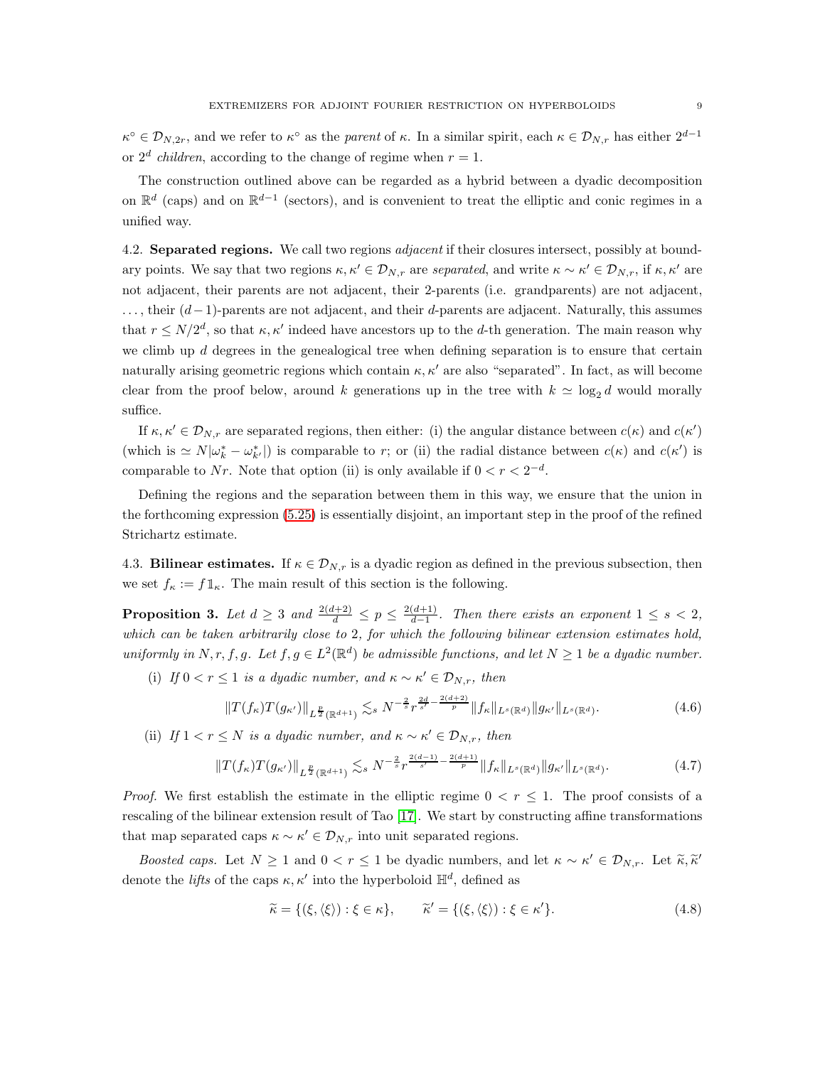$\kappa^\circ \in \mathcal{D}_{N,2r}$, and we refer to $\kappa^\circ$ as the *parent* of $\kappa$. In a similar spirit, each $\kappa \in \mathcal{D}_{N,r}$ has either $2^{d-1}$ or $2^d$ *children*, according to the change of regime when $r = 1$.

The construction outlined above can be regarded as a hybrid between a dyadic decomposition on $\mathbb{R}^d$ (caps) and on $\mathbb{R}^{d-1}$ (sectors), and is convenient to treat the elliptic and conic regimes in a unified way.

## 4.2. Separated regions.

We call two regions *adjacent* if their closures intersect, possibly at boundary points. We say that two regions $\kappa, \kappa' \in \mathcal{D}_{N,r}$ are *separated*, and write $\kappa \sim \kappa' \in \mathcal{D}_{N,r}$, if $\kappa, \kappa'$ are not adjacent, their parents are not adjacent, their 2-parents (i.e. grandparents) are not adjacent, $\ldots$, their $(d-1)$-parents are not adjacent, and their $d$-parents are adjacent. Naturally, this assumes that $r \leq N/2^d$, so that $\kappa, \kappa'$ indeed have ancestors up to the $d$-th generation. The main reason why we climb up $d$ degrees in the genealogical tree when defining separation is to ensure that certain naturally arising geometric regions which contain $\kappa, \kappa'$ are also "separated". In fact, as will become clear from the proof below, around $k$ generations up in the tree with $k \simeq \log_2 d$ would morally suffice.

If $\kappa, \kappa' \in \mathcal{D}_{N,r}$ are separated regions, then either: (i) the angular distance between $c(\kappa)$ and $c(\kappa')$ (which is $\simeq N|\omega_k^* - \omega_{k'}^*|$) is comparable to $r$; or (ii) the radial distance between $c(\kappa)$ and $c(\kappa')$ is comparable to $Nr$. Note that option (ii) is only available if $0 < r < 2^{-d}$.

Defining the regions and the separation between them in this way, we ensure that the union in the forthcoming expression (5.25) is essentially disjoint, an important step in the proof of the refined Strichartz estimate.

## 4.3. Bilinear estimates.

If $\kappa \in \mathcal{D}_{N,r}$ is a dyadic region as defined in the previous subsection, then we set $f_\kappa := f\mathbb{1}_\kappa$. The main result of this section is the following.

**Proposition 3.** *Let $d \geq 3$ and $\frac{2(d+2)}{d} \leq p \leq \frac{2(d+1)}{d-1}$. Then there exists an exponent $1 \leq s < 2$, which can be taken arbitrarily close to 2, for which the following bilinear extension estimates hold, uniformly in $N, r, f, g$. Let $f, g \in L^2(\mathbb{R}^d)$ be admissible functions, and let $N \geq 1$ be a dyadic number.*

(i) *If $0 < r \leq 1$ is a dyadic number, and $\kappa \sim \kappa' \in \mathcal{D}_{N,r}$, then*

$$\|T(f_\kappa)T(g_{\kappa'})\|_{L^{\frac{p}{2}}(\mathbb{R}^{d+1})} \lesssim_s N^{-\frac{2}{s}} r^{\frac{2d}{s'} - \frac{2(d+2)}{p}} \|f_\kappa\|_{L^s(\mathbb{R}^d)} \|g_{\kappa'}\|_{L^s(\mathbb{R}^d)}. \tag{4.6}$$

(ii) *If $1 < r \leq N$ is a dyadic number, and $\kappa \sim \kappa' \in \mathcal{D}_{N,r}$, then*

$$\|T(f_\kappa)T(g_{\kappa'})\|_{L^{\frac{p}{2}}(\mathbb{R}^{d+1})} \lesssim_s N^{-\frac{2}{s}} r^{\frac{2(d-1)}{s'} - \frac{2(d+1)}{p}} \|f_\kappa\|_{L^s(\mathbb{R}^d)} \|g_{\kappa'}\|_{L^s(\mathbb{R}^d)}. \tag{4.7}$$

*Proof.* We first establish the estimate in the elliptic regime $0 < r \leq 1$. The proof consists of a rescaling of the bilinear extension result of Tao [17]. We start by constructing affine transformations that map separated caps $\kappa \sim \kappa' \in \mathcal{D}_{N,r}$ into unit separated regions.

*Boosted caps.* Let $N \geq 1$ and $0 < r \leq 1$ be dyadic numbers, and let $\kappa \sim \kappa' \in \mathcal{D}_{N,r}$. Let $\widetilde{\kappa}, \widetilde{\kappa}'$ denote the *lifts* of the caps $\kappa, \kappa'$ into the hyperboloid $\mathbb{H}^d$, defined as

$$\widetilde{\kappa} = \{(\xi, \langle\xi\rangle) : \xi \in \kappa\}, \qquad \widetilde{\kappa}' = \{(\xi, \langle\xi\rangle) : \xi \in \kappa'\}. \tag{4.8}$$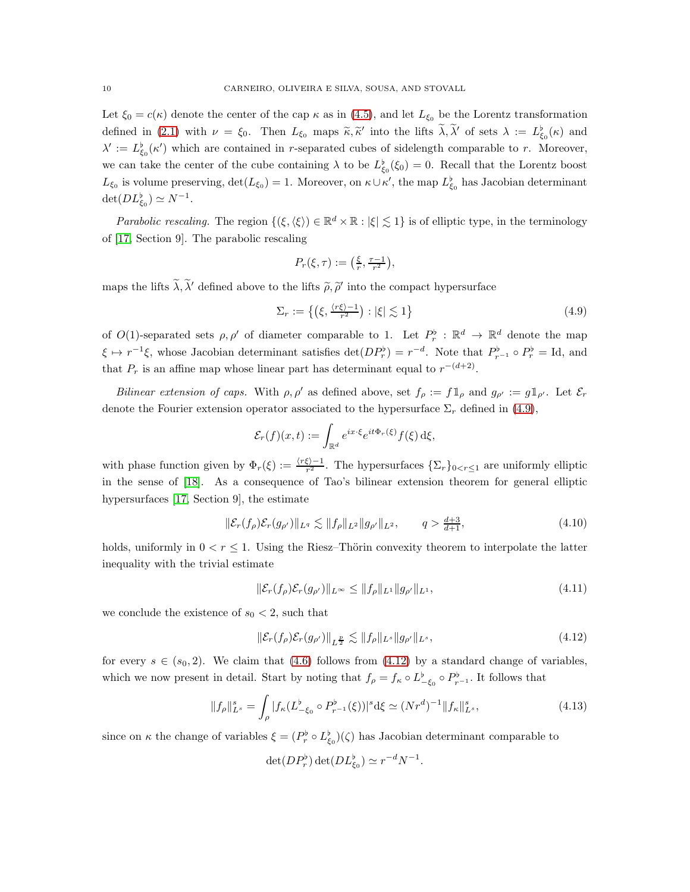Let $\xi_0 = c(\kappa)$ denote the center of the cap $\kappa$ as in (4.5), and let $L_{\xi_0}$ be the Lorentz transformation defined in (2.1) with $\nu = \xi_0$. Then $L_{\xi_0}$ maps $\widetilde{\kappa}, \widetilde{\kappa}'$ into the lifts $\widetilde{\lambda}, \widetilde{\lambda}'$ of sets $\lambda := L^\flat_{\xi_0}(\kappa)$ and $\lambda' := L^\flat_{\xi_0}(\kappa')$ which are contained in $r$-separated cubes of sidelength comparable to $r$. Moreover, we can take the center of the cube containing $\lambda$ to be $L^\flat_{\xi_0}(\xi_0) = 0$. Recall that the Lorentz boost $L_{\xi_0}$ is volume preserving, $\det(L_{\xi_0}) = 1$. Moreover, on $\kappa \cup \kappa'$, the map $L^\flat_{\xi_0}$ has Jacobian determinant $\det(DL^\flat_{\xi_0}) \simeq N^{-1}$.

*Parabolic rescaling.* The region $\{(\xi, \langle \xi \rangle) \in \mathbb{R}^d \times \mathbb{R} : |\xi| \lesssim 1\}$ is of elliptic type, in the terminology of [17, Section 9]. The parabolic rescaling

$$P_r(\xi, \tau) := \big(\tfrac{\xi}{r}, \tfrac{\tau - 1}{r^2}\big),$$

maps the lifts $\widetilde{\lambda}, \widetilde{\lambda}'$ defined above to the lifts $\widetilde{\rho}, \widetilde{\rho}'$ into the compact hypersurface

$$\Sigma_r := \big\{\big(\xi, \tfrac{\langle r\xi \rangle - 1}{r^2}\big) : |\xi| \lesssim 1\big\} \tag{4.9}$$

of $O(1)$-separated sets $\rho, \rho'$ of diameter comparable to 1. Let $P^\flat_r : \mathbb{R}^d \to \mathbb{R}^d$ denote the map $\xi \mapsto r^{-1}\xi$, whose Jacobian determinant satisfies $\det(DP^\flat_r) = r^{-d}$. Note that $P^\flat_{r^{-1}} \circ P^\flat_r = \mathrm{Id}$, and that $P_r$ is an affine map whose linear part has determinant equal to $r^{-(d+2)}$.

*Bilinear extension of caps.* With $\rho, \rho'$ as defined above, set $f_\rho := f \mathbb{1}_\rho$ and $g_{\rho'} := g \mathbb{1}_{\rho'}$. Let $\mathcal{E}_r$ denote the Fourier extension operator associated to the hypersurface $\Sigma_r$ defined in (4.9),

$$\mathcal{E}_r(f)(x,t) := \int_{\mathbb{R}^d} e^{ix\cdot\xi} e^{it\Phi_r(\xi)} f(\xi)\, \mathrm{d}\xi,$$

with phase function given by $\Phi_r(\xi) := \frac{\langle r\xi \rangle - 1}{r^2}$. The hypersurfaces $\{\Sigma_r\}_{0<r\leq 1}$ are uniformly elliptic in the sense of [18]. As a consequence of Tao's bilinear extension theorem for general elliptic hypersurfaces [17, Section 9], the estimate

$$\|\mathcal{E}_r(f_\rho)\mathcal{E}_r(g_{\rho'})\|_{L^q} \lesssim \|f_\rho\|_{L^2}\|g_{\rho'}\|_{L^2}, \qquad q > \tfrac{d+3}{d+1}, \tag{4.10}$$

holds, uniformly in $0 < r \leq 1$. Using the Riesz–Thörin convexity theorem to interpolate the latter inequality with the trivial estimate

$$\|\mathcal{E}_r(f_\rho)\mathcal{E}_r(g_{\rho'})\|_{L^\infty} \leq \|f_\rho\|_{L^1}\|g_{\rho'}\|_{L^1}, \tag{4.11}$$

we conclude the existence of $s_0 < 2$, such that

$$\|\mathcal{E}_r(f_\rho)\mathcal{E}_r(g_{\rho'})\|_{L^{\frac{p}{2}}} \lesssim \|f_\rho\|_{L^s}\|g_{\rho'}\|_{L^s}, \tag{4.12}$$

for every $s \in (s_0, 2)$. We claim that (4.6) follows from (4.12) by a standard change of variables, which we now present in detail. Start by noting that $f_\rho = f_\kappa \circ L^\flat_{-\xi_0} \circ P^\flat_{r^{-1}}$. It follows that

$$\|f_\rho\|^s_{L^s} = \int_\rho |f_\kappa(L^\flat_{-\xi_0} \circ P^\flat_{r^{-1}}(\xi))|^s \mathrm{d}\xi \simeq (Nr^d)^{-1}\|f_\kappa\|^s_{L^s}, \tag{4.13}$$

since on $\kappa$ the change of variables $\xi = (P^\flat_r \circ L^\flat_{\xi_0})(\zeta)$ has Jacobian determinant comparable to

$$\det(DP^\flat_r)\det(DL^\flat_{\xi_0}) \simeq r^{-d}N^{-1}.$$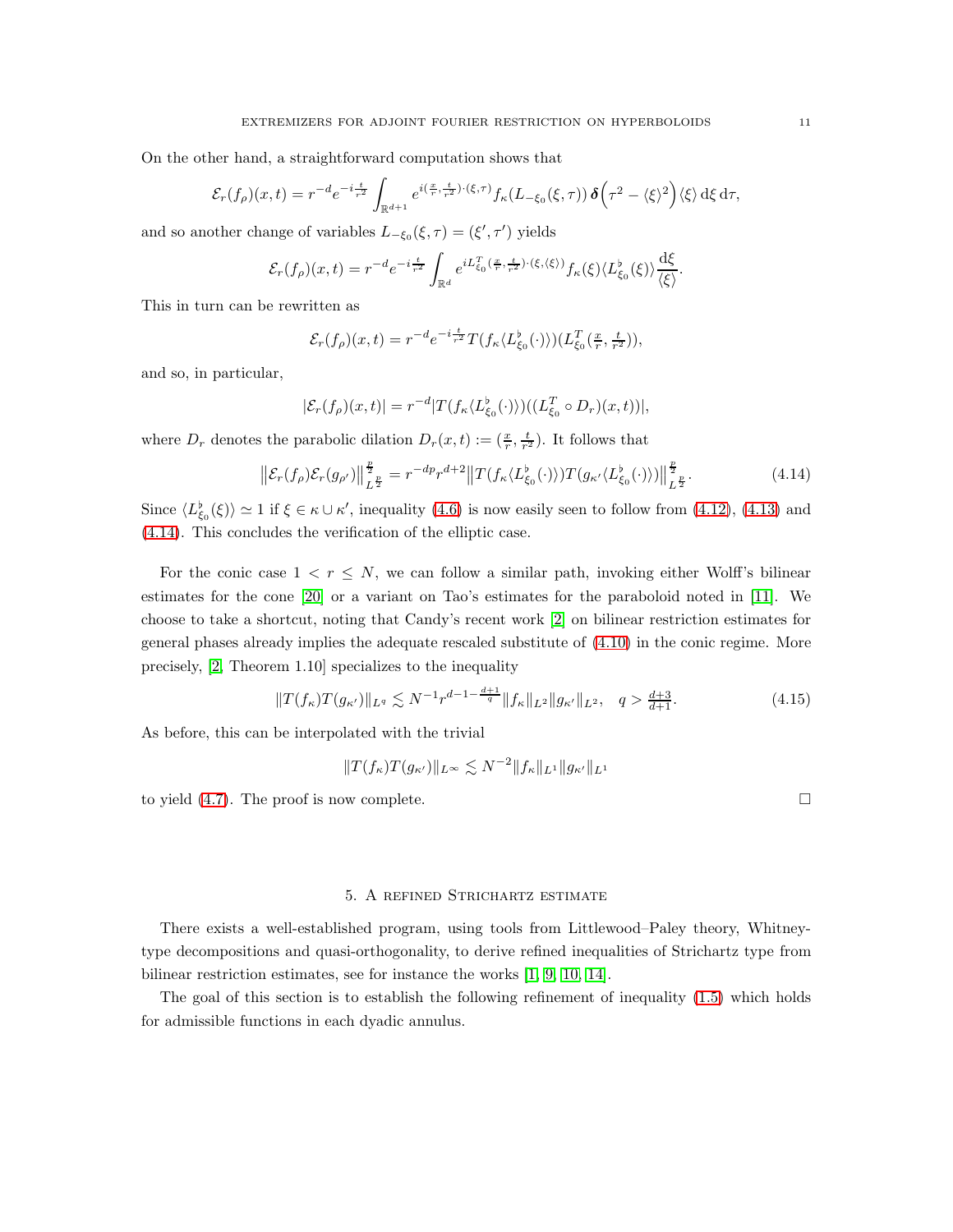On the other hand, a straightforward computation shows that

$$\mathcal{E}_r(f_\rho)(x,t) = r^{-d} e^{-i\frac{t}{r^2}} \int_{\mathbb{R}^{d+1}} e^{i(\frac{x}{r},\frac{t}{r^2})\cdot(\xi,\tau)} f_\kappa(L_{-\xi_0}(\xi,\tau))\, \boldsymbol{\delta}\Big(\tau^2 - \langle\xi\rangle^2\Big)\langle\xi\rangle \,\mathrm{d}\xi\,\mathrm{d}\tau,$$

and so another change of variables $L_{-\xi_0}(\xi,\tau) = (\xi',\tau')$ yields

$$\mathcal{E}_r(f_\rho)(x,t) = r^{-d} e^{-i\frac{t}{r^2}} \int_{\mathbb{R}^d} e^{iL^T_{\xi_0}(\frac{x}{r},\frac{t}{r^2})\cdot(\xi,\langle\xi\rangle)} f_\kappa(\xi)\langle L^\flat_{\xi_0}(\xi)\rangle \frac{\mathrm{d}\xi}{\langle\xi\rangle}.$$

This in turn can be rewritten as

$$\mathcal{E}_r(f_\rho)(x,t) = r^{-d} e^{-i\frac{t}{r^2}} T(f_\kappa\langle L^\flat_{\xi_0}(\cdot)\rangle)(L^T_{\xi_0}(\tfrac{x}{r},\tfrac{t}{r^2})),$$

and so, in particular,

$$|\mathcal{E}_r(f_\rho)(x,t)| = r^{-d}|T(f_\kappa\langle L^\flat_{\xi_0}(\cdot)\rangle)((L^T_{\xi_0}\circ D_r)(x,t))|,$$

where $D_r$ denotes the parabolic dilation $D_r(x,t) := (\frac{x}{r},\frac{t}{r^2})$. It follows that

$$\big\|\mathcal{E}_r(f_\rho)\mathcal{E}_r(g_{\rho'})\big\|^{\frac{p}{2}}_{L^{\frac{p}{2}}} = r^{-dp} r^{d+2}\big\|T(f_\kappa\langle L^\flat_{\xi_0}(\cdot)\rangle)T(g_{\kappa'}\langle L^\flat_{\xi_0}(\cdot)\rangle)\big\|^{\frac{p}{2}}_{L^{\frac{p}{2}}}. \tag{4.14}$$

Since $\langle L^\flat_{\xi_0}(\xi)\rangle \simeq 1$ if $\xi\in\kappa\cup\kappa'$, inequality (4.6) is now easily seen to follow from (4.12), (4.13) and (4.14). This concludes the verification of the elliptic case.

For the conic case $1 < r \leq N$, we can follow a similar path, invoking either Wolff's bilinear estimates for the cone [20] or a variant on Tao's estimates for the paraboloid noted in [11]. We choose to take a shortcut, noting that Candy's recent work [2] on bilinear restriction estimates for general phases already implies the adequate rescaled substitute of (4.10) in the conic regime. More precisely, [2, Theorem 1.10] specializes to the inequality

$$\|T(f_\kappa)T(g_{\kappa'})\|_{L^q} \lesssim N^{-1} r^{d-1-\frac{d+1}{q}}\|f_\kappa\|_{L^2}\|g_{\kappa'}\|_{L^2}, \quad q > \tfrac{d+3}{d+1}. \tag{4.15}$$

As before, this can be interpolated with the trivial

$$\|T(f_\kappa)T(g_{\kappa'})\|_{L^\infty} \lesssim N^{-2}\|f_\kappa\|_{L^1}\|g_{\kappa'}\|_{L^1}$$

to yield (4.7). The proof is now complete. $\square$

## 5. A refined Strichartz estimate

There exists a well-established program, using tools from Littlewood–Paley theory, Whitney-type decompositions and quasi-orthogonality, to derive refined inequalities of Strichartz type from bilinear restriction estimates, see for instance the works [1, 9, 10, 14].

The goal of this section is to establish the following refinement of inequality (1.5) which holds for admissible functions in each dyadic annulus.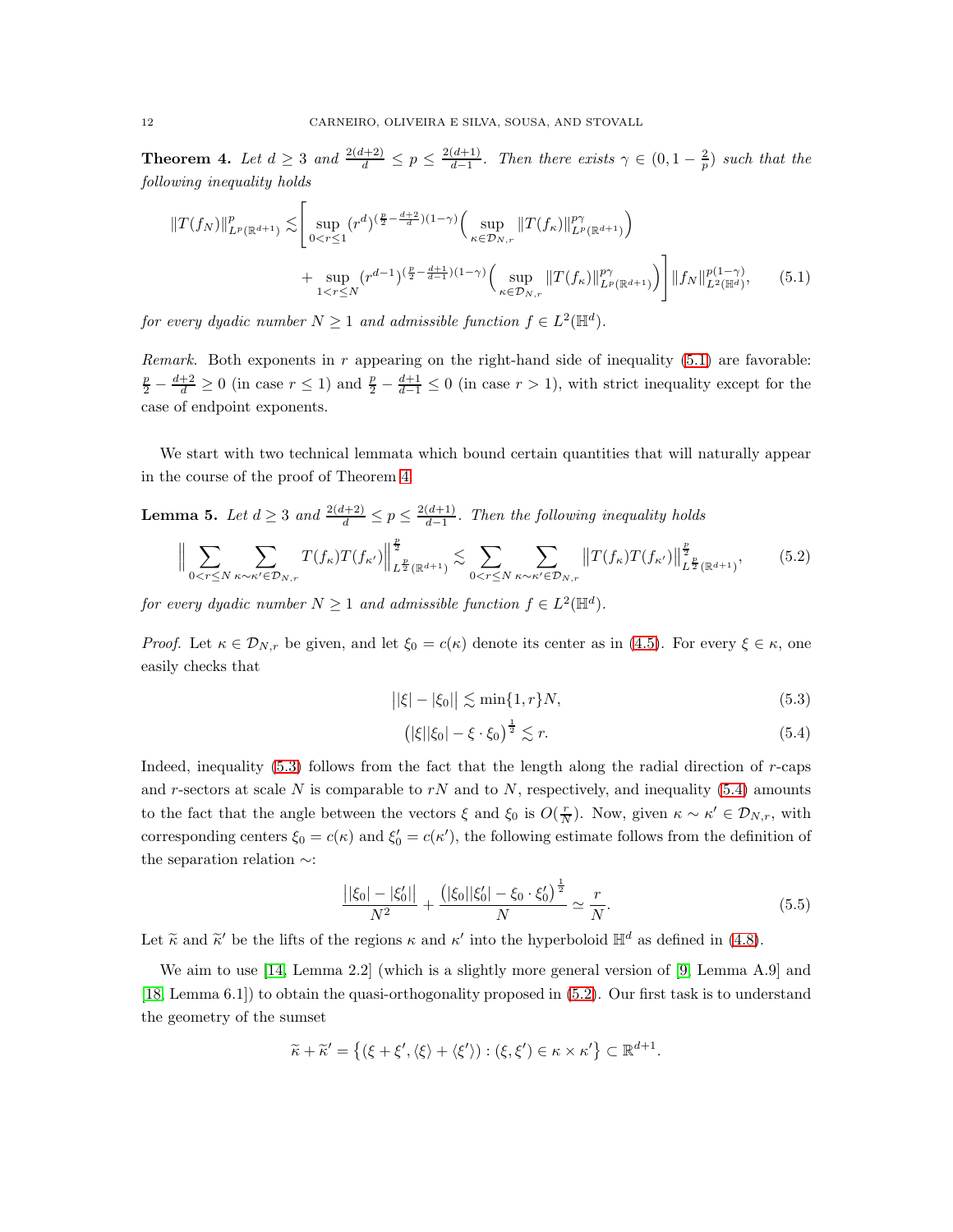**Theorem 4.** *Let $d \geq 3$ and $\frac{2(d+2)}{d} \leq p \leq \frac{2(d+1)}{d-1}$. Then there exists $\gamma \in (0, 1 - \frac{2}{p})$ such that the following inequality holds*

$$\|T(f_N)\|^p_{L^p(\mathbb{R}^{d+1})} \lesssim \Bigg[ \sup_{0<r\leq 1} (r^d)^{(\frac{p}{2} - \frac{d+2}{d})(1-\gamma)} \Big( \sup_{\kappa \in \mathcal{D}_{N,r}} \|T(f_\kappa)\|^{p\gamma}_{L^p(\mathbb{R}^{d+1})} \Big) + \sup_{1<r\leq N} (r^{d-1})^{(\frac{p}{2} - \frac{d+1}{d-1})(1-\gamma)} \Big( \sup_{\kappa \in \mathcal{D}_{N,r}} \|T(f_\kappa)\|^{p\gamma}_{L^p(\mathbb{R}^{d+1})} \Big) \Bigg] \|f_N\|^{p(1-\gamma)}_{L^2(\mathbb{H}^d)}, \tag{5.1}$$

*for every dyadic number $N \geq 1$ and admissible function $f \in L^2(\mathbb{H}^d)$.*

*Remark.* Both exponents in $r$ appearing on the right-hand side of inequality (5.1) are favorable: $\frac{p}{2} - \frac{d+2}{d} \geq 0$ (in case $r \leq 1$) and $\frac{p}{2} - \frac{d+1}{d-1} \leq 0$ (in case $r > 1$), with strict inequality except for the case of endpoint exponents.

We start with two technical lemmata which bound certain quantities that will naturally appear in the course of the proof of Theorem 4.

**Lemma 5.** *Let $d \geq 3$ and $\frac{2(d+2)}{d} \leq p \leq \frac{2(d+1)}{d-1}$. Then the following inequality holds*

$$\Big\| \sum_{0<r\leq N} \sum_{\kappa \sim \kappa' \in \mathcal{D}_{N,r}} T(f_\kappa) T(f_{\kappa'}) \Big\|^{\frac{p}{2}}_{L^{\frac{p}{2}}(\mathbb{R}^{d+1})} \lesssim \sum_{0<r\leq N} \sum_{\kappa \sim \kappa' \in \mathcal{D}_{N,r}} \big\| T(f_\kappa) T(f_{\kappa'}) \big\|^{\frac{p}{2}}_{L^{\frac{p}{2}}(\mathbb{R}^{d+1})}, \tag{5.2}$$

*for every dyadic number $N \geq 1$ and admissible function $f \in L^2(\mathbb{H}^d)$.*

*Proof.* Let $\kappa \in \mathcal{D}_{N,r}$ be given, and let $\xi_0 = c(\kappa)$ denote its center as in (4.5). For every $\xi \in \kappa$, one easily checks that

$$\big| |\xi| - |\xi_0| \big| \lesssim \min\{1, r\} N, \tag{5.3}$$

$$\big( |\xi||\xi_0| - \xi \cdot \xi_0 \big)^{\frac{1}{2}} \lesssim r. \tag{5.4}$$

Indeed, inequality (5.3) follows from the fact that the length along the radial direction of $r$-caps and $r$-sectors at scale $N$ is comparable to $rN$ and to $N$, respectively, and inequality (5.4) amounts to the fact that the angle between the vectors $\xi$ and $\xi_0$ is $O(\frac{r}{N})$. Now, given $\kappa \sim \kappa' \in \mathcal{D}_{N,r}$, with corresponding centers $\xi_0 = c(\kappa)$ and $\xi_0' = c(\kappa')$, the following estimate follows from the definition of the separation relation $\sim$:

$$\frac{\big| |\xi_0| - |\xi_0'| \big|}{N^2} + \frac{\big( |\xi_0||\xi_0'| - \xi_0 \cdot \xi_0' \big)^{\frac{1}{2}}}{N} \simeq \frac{r}{N}. \tag{5.5}$$

Let $\widetilde{\kappa}$ and $\widetilde{\kappa}'$ be the lifts of the regions $\kappa$ and $\kappa'$ into the hyperboloid $\mathbb{H}^d$ as defined in (4.8).

We aim to use [14, Lemma 2.2] (which is a slightly more general version of [9, Lemma A.9] and [18, Lemma 6.1]) to obtain the quasi-orthogonality proposed in (5.2). Our first task is to understand the geometry of the sumset

$$\widetilde{\kappa} + \widetilde{\kappa}' = \big\{ (\xi + \xi', \langle \xi \rangle + \langle \xi' \rangle) : (\xi, \xi') \in \kappa \times \kappa' \big\} \subset \mathbb{R}^{d+1}.$$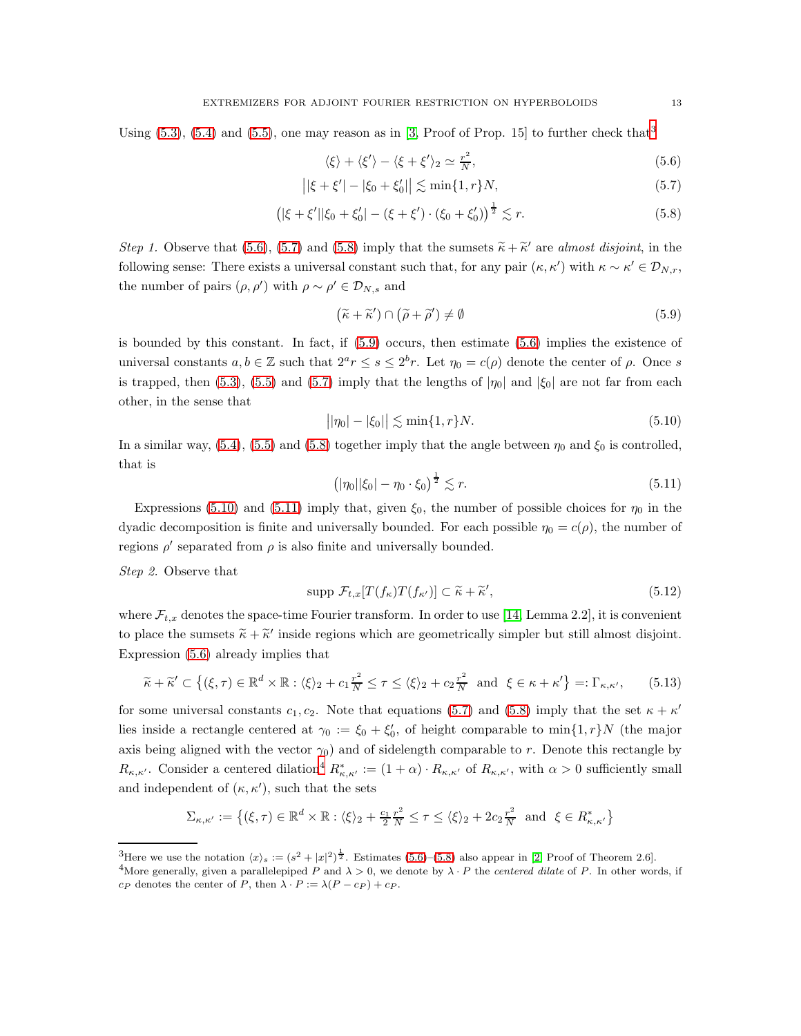Using (5.3), (5.4) and (5.5), one may reason as in [3, Proof of Prop. 15] to further check that[3]

$$\langle\xi\rangle + \langle\xi'\rangle - \langle\xi+\xi'\rangle_2 \simeq \tfrac{r^2}{N}, \tag{5.6}$$

$$\big||\xi+\xi'| - |\xi_0+\xi_0'|\big| \lesssim \min\{1,r\}N, \tag{5.7}$$

$$\big(|\xi+\xi'||\xi_0+\xi_0'| - (\xi+\xi')\cdot(\xi_0+\xi_0')\big)^{\frac{1}{2}} \lesssim r. \tag{5.8}$$

*Step 1.* Observe that (5.6), (5.7) and (5.8) imply that the sumsets $\widetilde{\kappa}+\widetilde{\kappa}'$ are *almost disjoint*, in the following sense: There exists a universal constant such that, for any pair $(\kappa,\kappa')$ with $\kappa\sim\kappa'\in\mathcal{D}_{N,r}$, the number of pairs $(\rho,\rho')$ with $\rho\sim\rho'\in\mathcal{D}_{N,s}$ and

$$\big(\widetilde{\kappa}+\widetilde{\kappa}'\big)\cap\big(\widetilde{\rho}+\widetilde{\rho}'\big)\neq\emptyset \tag{5.9}$$

is bounded by this constant. In fact, if (5.9) occurs, then estimate (5.6) implies the existence of universal constants $a,b\in\mathbb{Z}$ such that $2^a r\leq s\leq 2^b r$. Let $\eta_0=c(\rho)$ denote the center of $\rho$. Once $s$ is trapped, then (5.3), (5.5) and (5.7) imply that the lengths of $|\eta_0|$ and $|\xi_0|$ are not far from each other, in the sense that

$$\big||\eta_0|-|\xi_0|\big| \lesssim \min\{1,r\}N. \tag{5.10}$$

In a similar way, (5.4), (5.5) and (5.8) together imply that the angle between $\eta_0$ and $\xi_0$ is controlled, that is

$$\big(|\eta_0||\xi_0| - \eta_0\cdot\xi_0\big)^{\frac{1}{2}} \lesssim r. \tag{5.11}$$

Expressions (5.10) and (5.11) imply that, given $\xi_0$, the number of possible choices for $\eta_0$ in the dyadic decomposition is finite and universally bounded. For each possible $\eta_0=c(\rho)$, the number of regions $\rho'$ separated from $\rho$ is also finite and universally bounded.

*Step 2.* Observe that

$$\operatorname{supp}\mathcal{F}_{t,x}[T(f_\kappa)T(f_{\kappa'})]\subset\widetilde{\kappa}+\widetilde{\kappa}', \tag{5.12}$$

where $\mathcal{F}_{t,x}$ denotes the space-time Fourier transform. In order to use [14, Lemma 2.2], it is convenient to place the sumsets $\widetilde{\kappa}+\widetilde{\kappa}'$ inside regions which are geometrically simpler but still almost disjoint. Expression (5.6) already implies that

$$\widetilde{\kappa}+\widetilde{\kappa}'\subset\big\{(\xi,\tau)\in\mathbb{R}^d\times\mathbb{R}:\langle\xi\rangle_2+c_1\tfrac{r^2}{N}\leq\tau\leq\langle\xi\rangle_2+c_2\tfrac{r^2}{N}\ \text{ and }\ \xi\in\kappa+\kappa'\big\}=:\Gamma_{\kappa,\kappa'}, \tag{5.13}$$

for some universal constants $c_1,c_2$. Note that equations (5.7) and (5.8) imply that the set $\kappa+\kappa'$ lies inside a rectangle centered at $\gamma_0:=\xi_0+\xi_0'$, of height comparable to $\min\{1,r\}N$ (the major axis being aligned with the vector $\gamma_0$) and of sidelength comparable to $r$. Denote this rectangle by $R_{\kappa,\kappa'}$. Consider a centered dilation[4] $R^*_{\kappa,\kappa'}:=(1+\alpha)\cdot R_{\kappa,\kappa'}$ of $R_{\kappa,\kappa'}$, with $\alpha>0$ sufficiently small and independent of $(\kappa,\kappa')$, such that the sets

$$\Sigma_{\kappa,\kappa'}:=\big\{(\xi,\tau)\in\mathbb{R}^d\times\mathbb{R}:\langle\xi\rangle_2+\tfrac{c_1}{2}\tfrac{r^2}{N}\leq\tau\leq\langle\xi\rangle_2+2c_2\tfrac{r^2}{N}\ \text{ and }\ \xi\in R^*_{\kappa,\kappa'}\big\}$$

---

[3] Here we use the notation $\langle x\rangle_s:=(s^2+|x|^2)^{\frac{1}{2}}$. Estimates (5.6)–(5.8) also appear in [2, Proof of Theorem 2.6].

[4] More generally, given a parallelepiped $P$ and $\lambda>0$, we denote by $\lambda\cdot P$ the *centered dilate* of $P$. In other words, if $c_P$ denotes the center of $P$, then $\lambda\cdot P:=\lambda(P-c_P)+c_P$.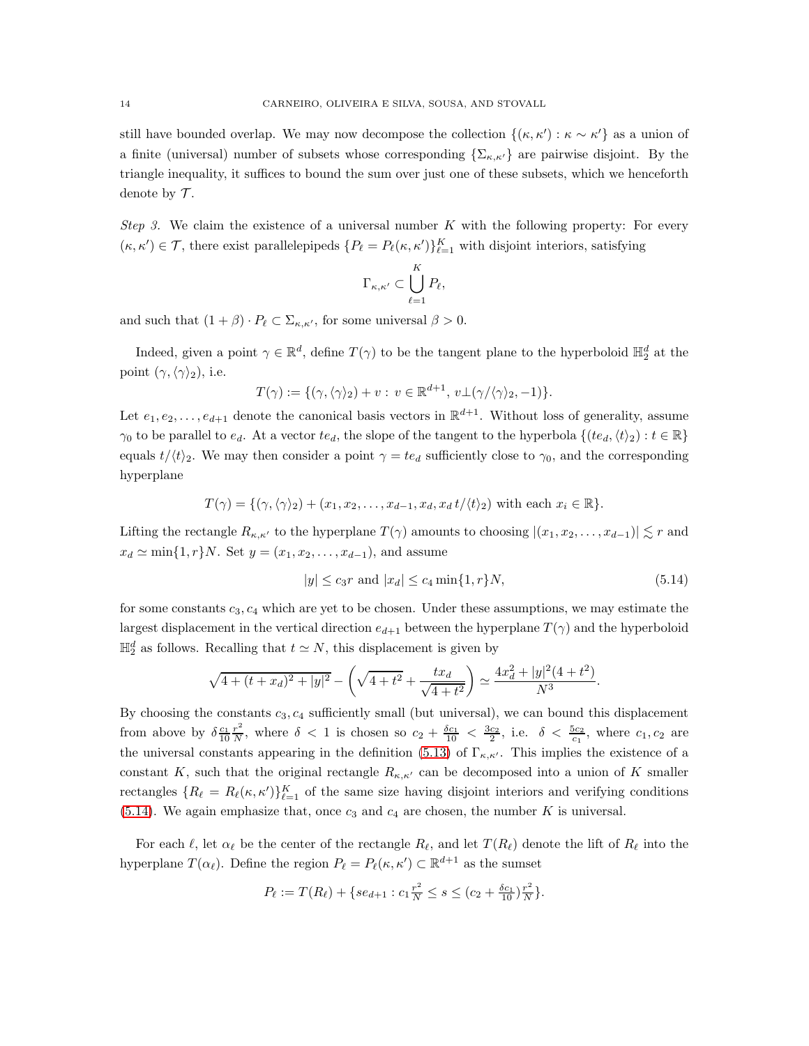still have bounded overlap. We may now decompose the collection $\{(\kappa,\kappa') : \kappa \sim \kappa'\}$ as a union of a finite (universal) number of subsets whose corresponding $\{\Sigma_{\kappa,\kappa'}\}$ are pairwise disjoint. By the triangle inequality, it suffices to bound the sum over just one of these subsets, which we henceforth denote by $\mathcal{T}$.

*Step 3.* We claim the existence of a universal number $K$ with the following property: For every $(\kappa,\kappa') \in \mathcal{T}$, there exist parallelepipeds $\{P_\ell = P_\ell(\kappa,\kappa')\}_{\ell=1}^K$ with disjoint interiors, satisfying

$$\Gamma_{\kappa,\kappa'} \subset \bigcup_{\ell=1}^K P_\ell,$$

and such that $(1+\beta)\cdot P_\ell \subset \Sigma_{\kappa,\kappa'}$, for some universal $\beta > 0$.

Indeed, given a point $\gamma \in \mathbb{R}^d$, define $T(\gamma)$ to be the tangent plane to the hyperboloid $\mathbb{H}^d_2$ at the point $(\gamma, \langle\gamma\rangle_2)$, i.e.

$$T(\gamma) := \{(\gamma, \langle\gamma\rangle_2) + v : v \in \mathbb{R}^{d+1},\ v \perp (\gamma/\langle\gamma\rangle_2, -1)\}.$$

Let $e_1, e_2, \ldots, e_{d+1}$ denote the canonical basis vectors in $\mathbb{R}^{d+1}$. Without loss of generality, assume $\gamma_0$ to be parallel to $e_d$. At a vector $te_d$, the slope of the tangent to the hyperbola $\{(te_d, \langle t\rangle_2) : t \in \mathbb{R}\}$ equals $t/\langle t\rangle_2$. We may then consider a point $\gamma = te_d$ sufficiently close to $\gamma_0$, and the corresponding hyperplane

$$T(\gamma) = \{(\gamma, \langle\gamma\rangle_2) + (x_1, x_2, \ldots, x_{d-1}, x_d, x_d\, t/\langle t\rangle_2) \text{ with each } x_i \in \mathbb{R}\}.$$

Lifting the rectangle $R_{\kappa,\kappa'}$ to the hyperplane $T(\gamma)$ amounts to choosing $|(x_1, x_2, \ldots, x_{d-1})| \lesssim r$ and $x_d \simeq \min\{1, r\}N$. Set $y = (x_1, x_2, \ldots, x_{d-1})$, and assume

$$|y| \le c_3 r \text{ and } |x_d| \le c_4 \min\{1, r\}N, \tag{5.14}$$

for some constants $c_3, c_4$ which are yet to be chosen. Under these assumptions, we may estimate the largest displacement in the vertical direction $e_{d+1}$ between the hyperplane $T(\gamma)$ and the hyperboloid $\mathbb{H}^d_2$ as follows. Recalling that $t \simeq N$, this displacement is given by

$$\sqrt{4 + (t + x_d)^2 + |y|^2} - \left(\sqrt{4 + t^2} + \frac{t x_d}{\sqrt{4 + t^2}}\right) \simeq \frac{4x_d^2 + |y|^2(4 + t^2)}{N^3}.$$

By choosing the constants $c_3, c_4$ sufficiently small (but universal), we can bound this displacement from above by $\delta \frac{c_1}{10}\frac{r^2}{N}$, where $\delta < 1$ is chosen so $c_2 + \frac{\delta c_1}{10} < \frac{3c_2}{2}$, i.e. $\delta < \frac{5c_2}{c_1}$, where $c_1, c_2$ are the universal constants appearing in the definition (5.13) of $\Gamma_{\kappa,\kappa'}$. This implies the existence of a constant $K$, such that the original rectangle $R_{\kappa,\kappa'}$ can be decomposed into a union of $K$ smaller rectangles $\{R_\ell = R_\ell(\kappa,\kappa')\}_{\ell=1}^K$ of the same size having disjoint interiors and verifying conditions (5.14). We again emphasize that, once $c_3$ and $c_4$ are chosen, the number $K$ is universal.

For each $\ell$, let $\alpha_\ell$ be the center of the rectangle $R_\ell$, and let $T(R_\ell)$ denote the lift of $R_\ell$ into the hyperplane $T(\alpha_\ell)$. Define the region $P_\ell = P_\ell(\kappa,\kappa') \subset \mathbb{R}^{d+1}$ as the sumset

$$P_\ell := T(R_\ell) + \{s e_{d+1} : c_1 \tfrac{r^2}{N} \le s \le (c_2 + \tfrac{\delta c_1}{10})\tfrac{r^2}{N}\}.$$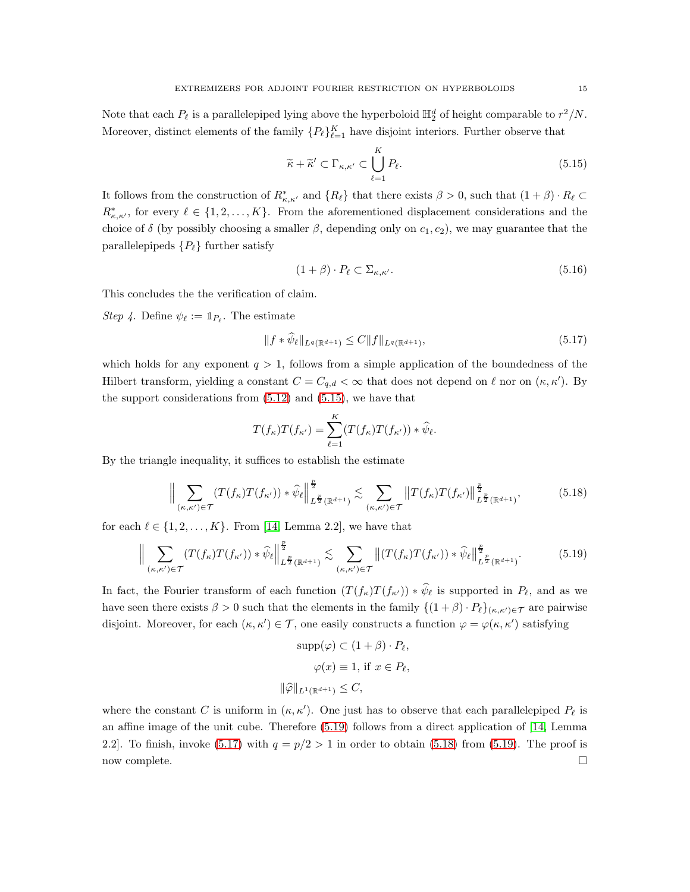Note that each $P_\ell$ is a parallelepiped lying above the hyperboloid $\mathbb{H}^d_2$ of height comparable to $r^2/N$. Moreover, distinct elements of the family $\{P_\ell\}_{\ell=1}^K$ have disjoint interiors. Further observe that

$$\widetilde{\kappa} + \widetilde{\kappa}' \subset \Gamma_{\kappa,\kappa'} \subset \bigcup_{\ell=1}^K P_\ell. \tag{5.15}$$

It follows from the construction of $R^*_{\kappa,\kappa'}$ and $\{R_\ell\}$ that there exists $\beta > 0$, such that $(1+\beta)\cdot R_\ell \subset R^*_{\kappa,\kappa'}$, for every $\ell \in \{1, 2, \dots, K\}$. From the aforementioned displacement considerations and the choice of $\delta$ (by possibly choosing a smaller $\beta$, depending only on $c_1, c_2$), we may guarantee that the parallelepipeds $\{P_\ell\}$ further satisfy

$$(1+\beta)\cdot P_\ell \subset \Sigma_{\kappa,\kappa'}. \tag{5.16}$$

This concludes the the verification of claim.

*Step 4.* Define $\psi_\ell := \mathbb{1}_{P_\ell}$. The estimate

$$\|f * \widehat{\psi}_\ell\|_{L^q(\mathbb{R}^{d+1})} \leq C\|f\|_{L^q(\mathbb{R}^{d+1})}, \tag{5.17}$$

which holds for any exponent $q > 1$, follows from a simple application of the boundedness of the Hilbert transform, yielding a constant $C = C_{q,d} < \infty$ that does not depend on $\ell$ nor on $(\kappa,\kappa')$. By the support considerations from (5.12) and (5.15), we have that

$$T(f_\kappa)T(f_{\kappa'}) = \sum_{\ell=1}^K (T(f_\kappa)T(f_{\kappa'})) * \widehat{\psi}_\ell.$$

By the triangle inequality, it suffices to establish the estimate

$$\Big\| \sum_{(\kappa,\kappa')\in\mathcal{T}} (T(f_\kappa)T(f_{\kappa'})) * \widehat{\psi}_\ell \Big\|^{\frac{p}{2}}_{L^{\frac{p}{2}}(\mathbb{R}^{d+1})} \lesssim \sum_{(\kappa,\kappa')\in\mathcal{T}} \big\|T(f_\kappa)T(f_{\kappa'})\big\|^{\frac{p}{2}}_{L^{\frac{p}{2}}(\mathbb{R}^{d+1})}, \tag{5.18}$$

for each $\ell \in \{1, 2, \dots, K\}$. From [14, Lemma 2.2], we have that

$$\Big\| \sum_{(\kappa,\kappa')\in\mathcal{T}} (T(f_\kappa)T(f_{\kappa'})) * \widehat{\psi}_\ell \Big\|^{\frac{p}{2}}_{L^{\frac{p}{2}}(\mathbb{R}^{d+1})} \lesssim \sum_{(\kappa,\kappa')\in\mathcal{T}} \big\|(T(f_\kappa)T(f_{\kappa'})) * \widehat{\psi}_\ell\big\|^{\frac{p}{2}}_{L^{\frac{p}{2}}(\mathbb{R}^{d+1})}. \tag{5.19}$$

In fact, the Fourier transform of each function $(T(f_\kappa)T(f_{\kappa'})) * \widehat{\psi}_\ell$ is supported in $P_\ell$, and as we have seen there exists $\beta > 0$ such that the elements in the family $\{(1+\beta)\cdot P_\ell\}_{(\kappa,\kappa')\in\mathcal{T}}$ are pairwise disjoint. Moreover, for each $(\kappa,\kappa') \in \mathcal{T}$, one easily constructs a function $\varphi = \varphi(\kappa,\kappa')$ satisfying

$$\begin{aligned}
\operatorname{supp}(\varphi) &\subset (1+\beta)\cdot P_\ell, \\
\varphi(x) &\equiv 1, \text{ if } x \in P_\ell, \\
\|\widehat{\varphi}\|_{L^1(\mathbb{R}^{d+1})} &\leq C,
\end{aligned}$$

where the constant $C$ is uniform in $(\kappa,\kappa')$. One just has to observe that each parallelepiped $P_\ell$ is an affine image of the unit cube. Therefore (5.19) follows from a direct application of [14, Lemma 2.2]. To finish, invoke (5.17) with $q = p/2 > 1$ in order to obtain (5.18) from (5.19). The proof is now complete. $\square$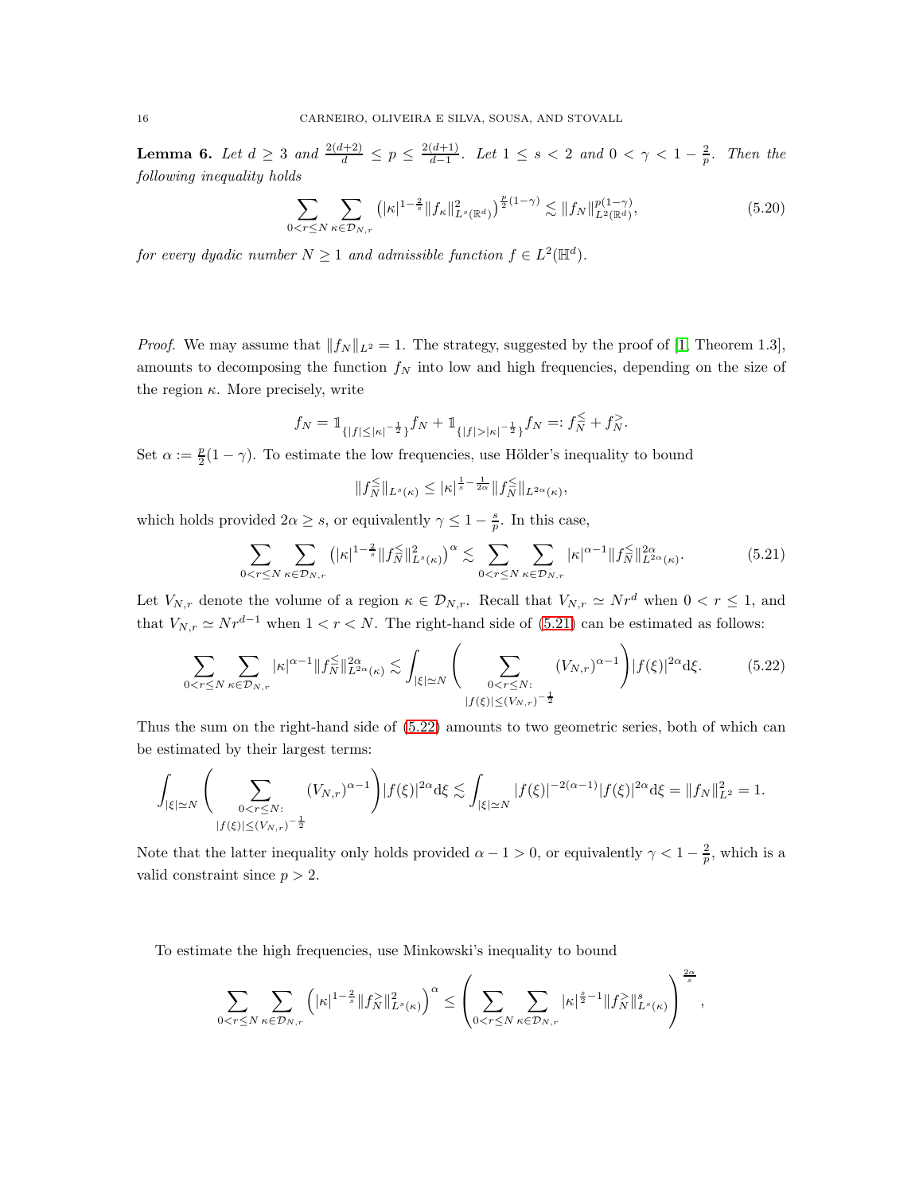**Lemma 6.** *Let $d \geq 3$ and $\frac{2(d+2)}{d} \leq p \leq \frac{2(d+1)}{d-1}$. Let $1 \leq s < 2$ and $0 < \gamma < 1 - \frac{2}{p}$. Then the following inequality holds*

$$\sum_{0<r\leq N} \sum_{\kappa \in \mathcal{D}_{N,r}} \left(|\kappa|^{1-\frac{2}{s}} \|f_\kappa\|^2_{L^s(\mathbb{R}^d)}\right)^{\frac{p}{2}(1-\gamma)} \lesssim \|f_N\|^{p(1-\gamma)}_{L^2(\mathbb{R}^d)}, \tag{5.20}$$

*for every dyadic number $N \geq 1$ and admissible function $f \in L^2(\mathbb{H}^d)$.*

*Proof.* We may assume that $\|f_N\|_{L^2} = 1$. The strategy, suggested by the proof of [1, Theorem 1.3], amounts to decomposing the function $f_N$ into low and high frequencies, depending on the size of the region $\kappa$. More precisely, write

$$f_N = \mathbb{1}_{\{|f| \leq |\kappa|^{-\frac{1}{2}}\}} f_N + \mathbb{1}_{\{|f| > |\kappa|^{-\frac{1}{2}}\}} f_N =: f_N^{\leq} + f_N^{>}.$$

Set $\alpha := \frac{p}{2}(1-\gamma)$. To estimate the low frequencies, use Hölder's inequality to bound

$$\|f_N^{\leq}\|_{L^s(\kappa)} \leq |\kappa|^{\frac{1}{s} - \frac{1}{2\alpha}} \|f_N^{\leq}\|_{L^{2\alpha}(\kappa)},$$

which holds provided $2\alpha \geq s$, or equivalently $\gamma \leq 1 - \frac{s}{p}$. In this case,

$$\sum_{0<r\leq N} \sum_{\kappa \in \mathcal{D}_{N,r}} \left(|\kappa|^{1-\frac{2}{s}} \|f_N^{\leq}\|^2_{L^s(\kappa)}\right)^{\alpha} \lesssim \sum_{0<r\leq N} \sum_{\kappa \in \mathcal{D}_{N,r}} |\kappa|^{\alpha-1} \|f_N^{\leq}\|^{2\alpha}_{L^{2\alpha}(\kappa)}. \tag{5.21}$$

Let $V_{N,r}$ denote the volume of a region $\kappa \in \mathcal{D}_{N,r}$. Recall that $V_{N,r} \simeq Nr^d$ when $0 < r \leq 1$, and that $V_{N,r} \simeq Nr^{d-1}$ when $1 < r < N$. The right-hand side of (5.21) can be estimated as follows:

$$\sum_{0<r\leq N} \sum_{\kappa \in \mathcal{D}_{N,r}} |\kappa|^{\alpha-1} \|f_N^{\leq}\|^{2\alpha}_{L^{2\alpha}(\kappa)} \lesssim \int_{|\xi|\simeq N} \Bigg( \sum_{\substack{0<r\leq N: \\ |f(\xi)| \leq (V_{N,r})^{-\frac{1}{2}}}} (V_{N,r})^{\alpha-1} \Bigg) |f(\xi)|^{2\alpha} \mathrm{d}\xi. \tag{5.22}$$

Thus the sum on the right-hand side of (5.22) amounts to two geometric series, both of which can be estimated by their largest terms:

$$\int_{|\xi|\simeq N} \Bigg( \sum_{\substack{0<r\leq N: \\ |f(\xi)| \leq (V_{N,r})^{-\frac{1}{2}}}} (V_{N,r})^{\alpha-1} \Bigg) |f(\xi)|^{2\alpha} \mathrm{d}\xi \lesssim \int_{|\xi|\simeq N} |f(\xi)|^{-2(\alpha-1)} |f(\xi)|^{2\alpha} \mathrm{d}\xi = \|f_N\|^2_{L^2} = 1.$$

Note that the latter inequality only holds provided $\alpha - 1 > 0$, or equivalently $\gamma < 1 - \frac{2}{p}$, which is a valid constraint since $p > 2$.

To estimate the high frequencies, use Minkowski's inequality to bound

$$\sum_{0<r\leq N} \sum_{\kappa \in \mathcal{D}_{N,r}} \left(|\kappa|^{1-\frac{2}{s}} \|f_N^{>}\|^2_{L^s(\kappa)}\right)^{\alpha} \leq \left( \sum_{0<r\leq N} \sum_{\kappa \in \mathcal{D}_{N,r}} |\kappa|^{\frac{s}{2}-1} \|f_N^{>}\|^s_{L^s(\kappa)} \right)^{\frac{2\alpha}{s}},$$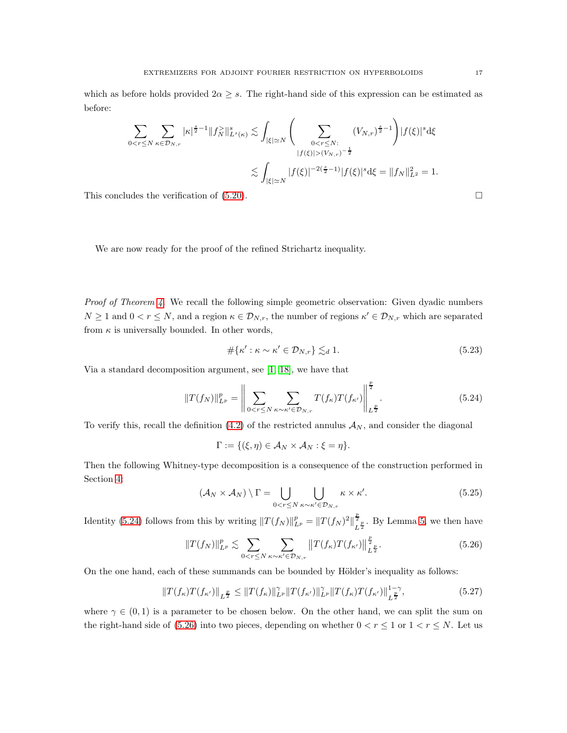which as before holds provided $2\alpha \geq s$. The right-hand side of this expression can be estimated as before:

$$\sum_{0<r\leq N} \sum_{\kappa \in \mathcal{D}_{N,r}} |\kappa|^{\frac{s}{2}-1} \|f_N^{>}\|_{L^s(\kappa)}^s \lesssim \int_{|\xi|\simeq N} \Bigg( \sum_{\substack{0<r\leq N: \\ |f(\xi)|>(V_{N,r})^{-\frac{1}{2}}}} (V_{N,r})^{\frac{s}{2}-1} \Bigg) |f(\xi)|^s \mathrm{d}\xi$$

$$\lesssim \int_{|\xi|\simeq N} |f(\xi)|^{-2(\frac{s}{2}-1)} |f(\xi)|^s \mathrm{d}\xi = \|f_N\|_{L^2}^2 = 1.$$

This concludes the verification of (5.20). $\square$

We are now ready for the proof of the refined Strichartz inequality.

*Proof of Theorem 4.* We recall the following simple geometric observation: Given dyadic numbers $N \geq 1$ and $0 < r \leq N$, and a region $\kappa \in \mathcal{D}_{N,r}$, the number of regions $\kappa' \in \mathcal{D}_{N,r}$ which are separated from $\kappa$ is universally bounded. In other words,

$$\#\{\kappa' : \kappa \sim \kappa' \in \mathcal{D}_{N,r}\} \lesssim_d 1. \tag{5.23}$$

Via a standard decomposition argument, see [1, 18], we have that

$$\|T(f_N)\|_{L^p}^p = \Bigg\| \sum_{0<r\leq N} \sum_{\kappa\sim\kappa' \in \mathcal{D}_{N,r}} T(f_\kappa) T(f_{\kappa'}) \Bigg\|_{L^{\frac{p}{2}}}^{\frac{p}{2}}. \tag{5.24}$$

To verify this, recall the definition (4.2) of the restricted annulus $\mathcal{A}_N$, and consider the diagonal

$$\Gamma := \{(\xi, \eta) \in \mathcal{A}_N \times \mathcal{A}_N : \xi = \eta\}.$$

Then the following Whitney-type decomposition is a consequence of the construction performed in Section 4:

$$(\mathcal{A}_N \times \mathcal{A}_N) \setminus \Gamma = \bigcup_{0<r\leq N} \bigcup_{\kappa\sim\kappa' \in \mathcal{D}_{N,r}} \kappa \times \kappa'. \tag{5.25}$$

Identity (5.24) follows from this by writing $\|T(f_N)\|_{L^p}^p = \|T(f_N)^2\|_{L^{\frac{p}{2}}}^{\frac{p}{2}}$. By Lemma 5, we then have

$$\|T(f_N)\|_{L^p}^p \lesssim \sum_{0<r\leq N} \sum_{\kappa\sim\kappa' \in \mathcal{D}_{N,r}} \big\|T(f_\kappa) T(f_{\kappa'})\big\|_{L^{\frac{p}{2}}}^{\frac{p}{2}}. \tag{5.26}$$

On the one hand, each of these summands can be bounded by Hölder's inequality as follows:

$$\big\|T(f_\kappa) T(f_{\kappa'})\big\|_{L^{\frac{p}{2}}} \leq \|T(f_\kappa)\|_{L^p}^\gamma \|T(f_{\kappa'})\|_{L^p}^\gamma \|T(f_\kappa) T(f_{\kappa'})\|_{L^{\frac{p}{2}}}^{1-\gamma}, \tag{5.27}$$

where $\gamma \in (0, 1)$ is a parameter to be chosen below. On the other hand, we can split the sum on the right-hand side of (5.26) into two pieces, depending on whether $0 < r \leq 1$ or $1 < r \leq N$. Let us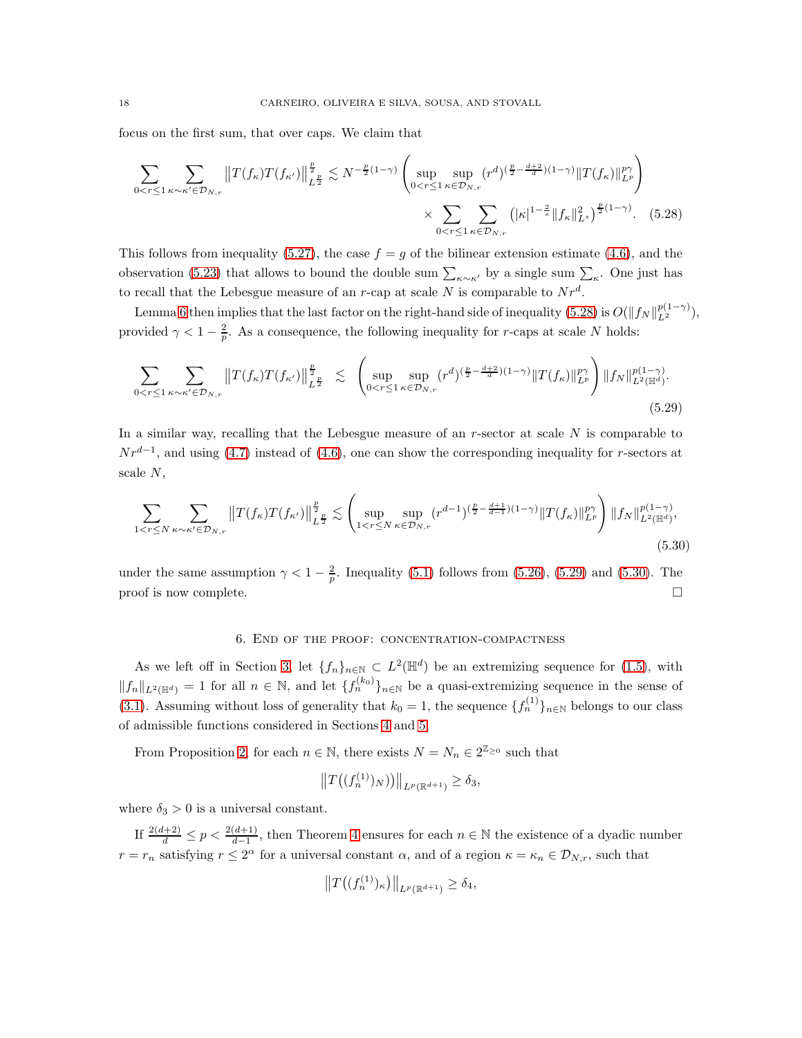focus on the first sum, that over caps. We claim that

$$\sum_{0<r\leq 1}\sum_{\kappa\sim\kappa'\in\mathcal{D}_{N,r}} \big\|T(f_\kappa)T(f_{\kappa'})\big\|_{L^{\frac{p}{2}}}^{\frac{p}{2}} \lesssim N^{-\frac{p}{2}(1-\gamma)}\left(\sup_{0<r\leq 1}\sup_{\kappa\in\mathcal{D}_{N,r}}(r^d)^{(\frac{p}{2}-\frac{d+2}{d})(1-\gamma)}\|T(f_\kappa)\|_{L^p}^{p\gamma}\right) \times \sum_{0<r\leq 1}\sum_{\kappa\in\mathcal{D}_{N,r}}\big(|\kappa|^{1-\frac{2}{s}}\|f_\kappa\|_{L^s}^2\big)^{\frac{p}{2}(1-\gamma)}. \quad (5.28)$$

This follows from inequality (5.27), the case $f=g$ of the bilinear extension estimate (4.6), and the observation (5.23) that allows to bound the double sum $\sum_{\kappa\sim\kappa'}$ by a single sum $\sum_\kappa$. One just has to recall that the Lebesgue measure of an $r$-cap at scale $N$ is comparable to $Nr^d$.

Lemma 6 then implies that the last factor on the right-hand side of inequality (5.28) is $O(\|f_N\|_{L^2}^{p(1-\gamma)})$, provided $\gamma<1-\frac{2}{p}$. As a consequence, the following inequality for $r$-caps at scale $N$ holds:

$$\sum_{0<r\leq 1}\sum_{\kappa\sim\kappa'\in\mathcal{D}_{N,r}} \big\|T(f_\kappa)T(f_{\kappa'})\big\|_{L^{\frac{p}{2}}}^{\frac{p}{2}} \lesssim \left(\sup_{0<r\leq 1}\sup_{\kappa\in\mathcal{D}_{N,r}}(r^d)^{(\frac{p}{2}-\frac{d+2}{d})(1-\gamma)}\|T(f_\kappa)\|_{L^p}^{p\gamma}\right)\|f_N\|_{L^2(\mathbb{H}^d)}^{p(1-\gamma)}. \quad (5.29)$$

In a similar way, recalling that the Lebesgue measure of an $r$-sector at scale $N$ is comparable to $Nr^{d-1}$, and using (4.7) instead of (4.6), one can show the corresponding inequality for $r$-sectors at scale $N$,

$$\sum_{1<r\leq N}\sum_{\kappa\sim\kappa'\in\mathcal{D}_{N,r}} \big\|T(f_\kappa)T(f_{\kappa'})\big\|_{L^{\frac{p}{2}}}^{\frac{p}{2}} \lesssim \left(\sup_{1<r\leq N}\sup_{\kappa\in\mathcal{D}_{N,r}}(r^{d-1})^{(\frac{p}{2}-\frac{d+1}{d-1})(1-\gamma)}\|T(f_\kappa)\|_{L^p}^{p\gamma}\right)\|f_N\|_{L^2(\mathbb{H}^d)}^{p(1-\gamma)}, \quad (5.30)$$

under the same assumption $\gamma<1-\frac{2}{p}$. Inequality (5.1) follows from (5.26), (5.29) and (5.30). The proof is now complete. $\square$

## 6. End of the proof: concentration-compactness

As we left off in Section 3, let $\{f_n\}_{n\in\mathbb{N}}\subset L^2(\mathbb{H}^d)$ be an extremizing sequence for (1.5), with $\|f_n\|_{L^2(\mathbb{H}^d)}=1$ for all $n\in\mathbb{N}$, and let $\{f_n^{(k_0)}\}_{n\in\mathbb{N}}$ be a quasi-extremizing sequence in the sense of (3.1). Assuming without loss of generality that $k_0=1$, the sequence $\{f_n^{(1)}\}_{n\in\mathbb{N}}$ belongs to our class of admissible functions considered in Sections 4 and 5.

From Proposition 2, for each $n\in\mathbb{N}$, there exists $N=N_n\in 2^{\mathbb{Z}_{\geq 0}}$ such that

$$\big\|T\big((f_n^{(1)})_N\big)\big\|_{L^p(\mathbb{R}^{d+1})}\geq\delta_3,$$

where $\delta_3>0$ is a universal constant.

If $\frac{2(d+2)}{d}\leq p<\frac{2(d+1)}{d-1}$, then Theorem 4 ensures for each $n\in\mathbb{N}$ the existence of a dyadic number $r=r_n$ satisfying $r\leq 2^\alpha$ for a universal constant $\alpha$, and of a region $\kappa=\kappa_n\in\mathcal{D}_{N,r}$, such that

$$\big\|T\big((f_n^{(1)})_\kappa\big)\big\|_{L^p(\mathbb{R}^{d+1})}\geq\delta_4,$$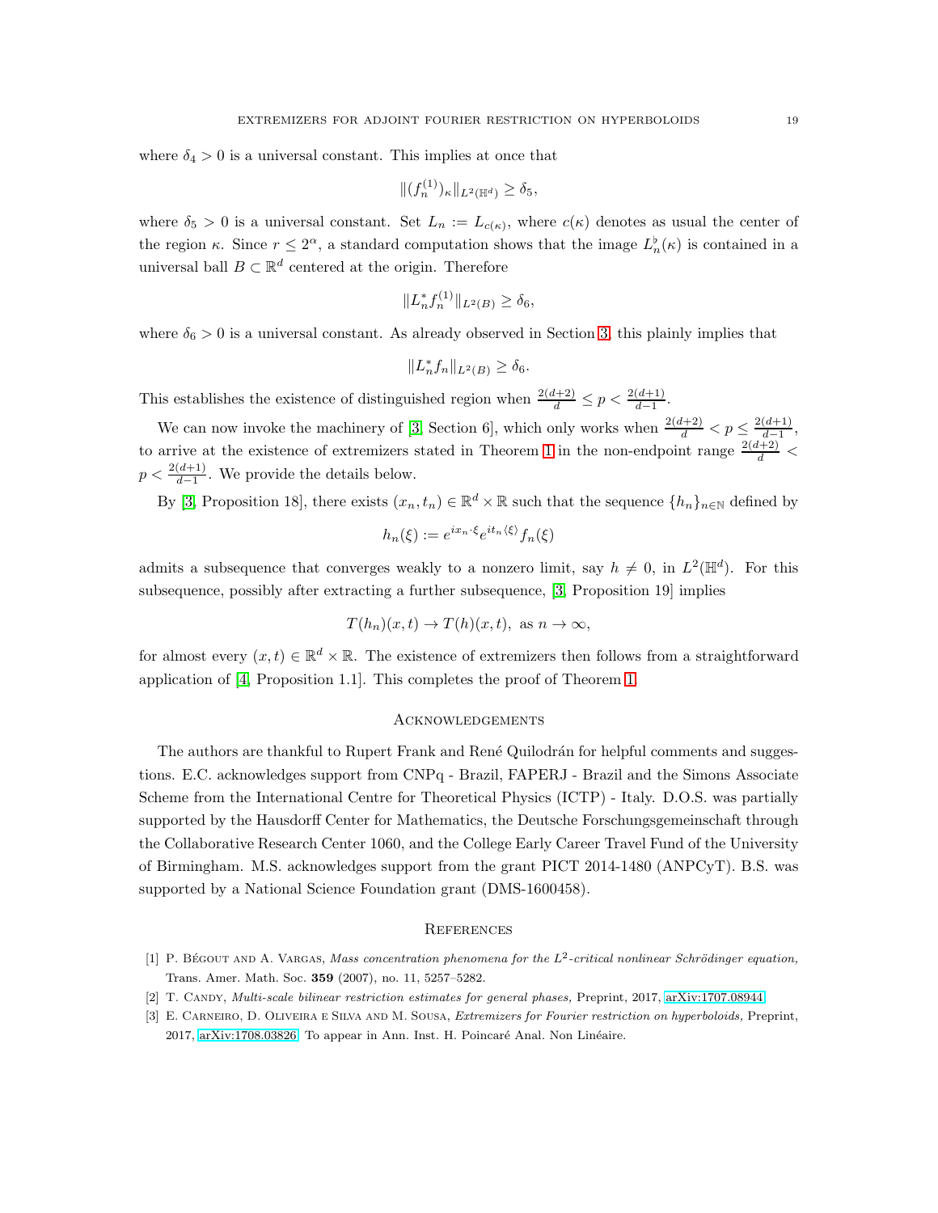where $\delta_4 > 0$ is a universal constant. This implies at once that

$$\|(f_n^{(1)})_\kappa\|_{L^2(\mathbb{H}^d)} \geq \delta_5,$$

where $\delta_5 > 0$ is a universal constant. Set $L_n := L_{c(\kappa)}$, where $c(\kappa)$ denotes as usual the center of the region $\kappa$. Since $r \leq 2^\alpha$, a standard computation shows that the image $L_n^\flat(\kappa)$ is contained in a universal ball $B \subset \mathbb{R}^d$ centered at the origin. Therefore

$$\|L_n^* f_n^{(1)}\|_{L^2(B)} \geq \delta_6,$$

where $\delta_6 > 0$ is a universal constant. As already observed in Section 3, this plainly implies that

$$\|L_n^* f_n\|_{L^2(B)} \geq \delta_6.$$

This establishes the existence of distinguished region when $\frac{2(d+2)}{d} \leq p < \frac{2(d+1)}{d-1}$.

We can now invoke the machinery of [3, Section 6], which only works when $\frac{2(d+2)}{d} < p \leq \frac{2(d+1)}{d-1}$, to arrive at the existence of extremizers stated in Theorem 1 in the non-endpoint range $\frac{2(d+2)}{d} < p < \frac{2(d+1)}{d-1}$. We provide the details below.

By [3, Proposition 18], there exists $(x_n, t_n) \in \mathbb{R}^d \times \mathbb{R}$ such that the sequence $\{h_n\}_{n \in \mathbb{N}}$ defined by

$$h_n(\xi) := e^{i x_n \cdot \xi} e^{i t_n \langle \xi \rangle} f_n(\xi)$$

admits a subsequence that converges weakly to a nonzero limit, say $h \neq 0$, in $L^2(\mathbb{H}^d)$. For this subsequence, possibly after extracting a further subsequence, [3, Proposition 19] implies

$$T(h_n)(x,t) \to T(h)(x,t), \text{ as } n \to \infty,$$

for almost every $(x,t) \in \mathbb{R}^d \times \mathbb{R}$. The existence of extremizers then follows from a straightforward application of [4, Proposition 1.1]. This completes the proof of Theorem 1.

## Acknowledgements

The authors are thankful to Rupert Frank and René Quilodrán for helpful comments and suggestions. E.C. acknowledges support from CNPq - Brazil, FAPERJ - Brazil and the Simons Associate Scheme from the International Centre for Theoretical Physics (ICTP) - Italy. D.O.S. was partially supported by the Hausdorff Center for Mathematics, the Deutsche Forschungsgemeinschaft through the Collaborative Research Center 1060, and the College Early Career Travel Fund of the University of Birmingham. M.S. acknowledges support from the grant PICT 2014-1480 (ANPCyT). B.S. was supported by a National Science Foundation grant (DMS-1600458).

## References

[1] P. Bégout and A. Vargas, *Mass concentration phenomena for the $L^2$-critical nonlinear Schrödinger equation,* Trans. Amer. Math. Soc. **359** (2007), no. 11, 5257–5282.

[2] T. Candy, *Multi-scale bilinear restriction estimates for general phases,* Preprint, 2017, arXiv:1707.08944.

[3] E. Carneiro, D. Oliveira e Silva and M. Sousa, *Extremizers for Fourier restriction on hyperboloids,* Preprint, 2017, arXiv:1708.03826. To appear in Ann. Inst. H. Poincaré Anal. Non Linéaire.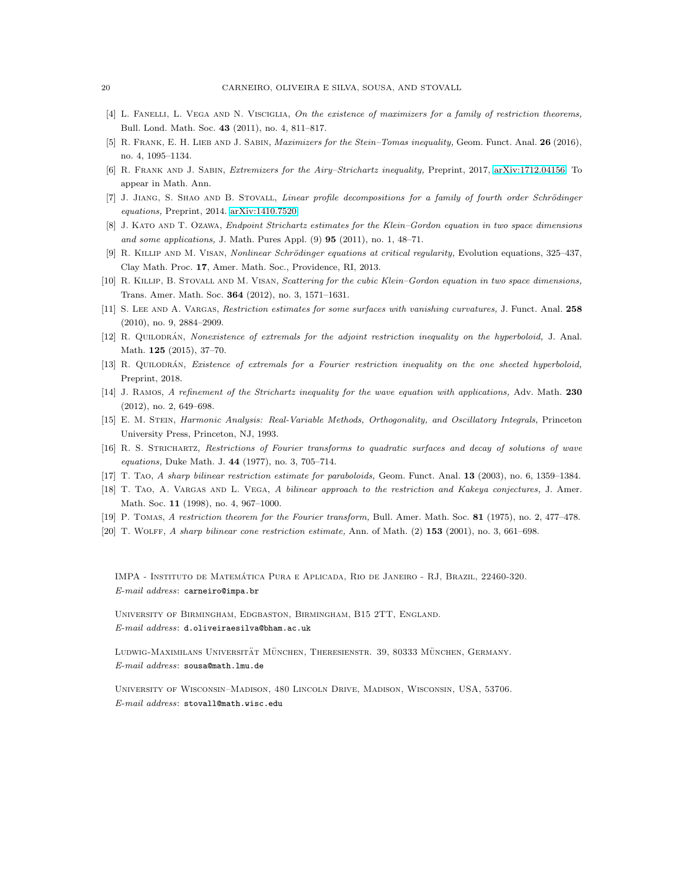[4] L. Fanelli, L. Vega and N. Visciglia, *On the existence of maximizers for a family of restriction theorems,* Bull. Lond. Math. Soc. **43** (2011), no. 4, 811–817.

[5] R. Frank, E. H. Lieb and J. Sabin, *Maximizers for the Stein–Tomas inequality,* Geom. Funct. Anal. **26** (2016), no. 4, 1095–1134.

[6] R. Frank and J. Sabin, *Extremizers for the Airy–Strichartz inequality,* Preprint, 2017, arXiv:1712.04156. To appear in Math. Ann.

[7] J. Jiang, S. Shao and B. Stovall, *Linear profile decompositions for a family of fourth order Schrödinger equations,* Preprint, 2014. arXiv:1410.7520.

[8] J. Kato and T. Ozawa, *Endpoint Strichartz estimates for the Klein–Gordon equation in two space dimensions and some applications,* J. Math. Pures Appl. (9) **95** (2011), no. 1, 48–71.

[9] R. Killip and M. Visan, *Nonlinear Schrödinger equations at critical regularity,* Evolution equations, 325–437, Clay Math. Proc. **17**, Amer. Math. Soc., Providence, RI, 2013.

[10] R. Killip, B. Stovall and M. Visan, *Scattering for the cubic Klein–Gordon equation in two space dimensions,* Trans. Amer. Math. Soc. **364** (2012), no. 3, 1571–1631.

[11] S. Lee and A. Vargas, *Restriction estimates for some surfaces with vanishing curvatures,* J. Funct. Anal. **258** (2010), no. 9, 2884–2909.

[12] R. Quilodrán, *Nonexistence of extremals for the adjoint restriction inequality on the hyperboloid,* J. Anal. Math. **125** (2015), 37–70.

[13] R. Quilodrán, *Existence of extremals for a Fourier restriction inequality on the one sheeted hyperboloid,* Preprint, 2018.

[14] J. Ramos, *A refinement of the Strichartz inequality for the wave equation with applications,* Adv. Math. **230** (2012), no. 2, 649–698.

[15] E. M. Stein, *Harmonic Analysis: Real-Variable Methods, Orthogonality, and Oscillatory Integrals,* Princeton University Press, Princeton, NJ, 1993.

[16] R. S. Strichartz, *Restrictions of Fourier transforms to quadratic surfaces and decay of solutions of wave equations,* Duke Math. J. **44** (1977), no. 3, 705–714.

[17] T. Tao, *A sharp bilinear restriction estimate for paraboloids,* Geom. Funct. Anal. **13** (2003), no. 6, 1359–1384.

[18] T. Tao, A. Vargas and L. Vega, *A bilinear approach to the restriction and Kakeya conjectures,* J. Amer. Math. Soc. **11** (1998), no. 4, 967–1000.

[19] P. Tomas, *A restriction theorem for the Fourier transform,* Bull. Amer. Math. Soc. **81** (1975), no. 2, 477–478.

[20] T. Wolff, *A sharp bilinear cone restriction estimate,* Ann. of Math. (2) **153** (2001), no. 3, 661–698.

IMPA - Instituto de Matemática Pura e Aplicada, Rio de Janeiro - RJ, Brazil, 22460-320.
*E-mail address*: carneiro@impa.br

University of Birmingham, Edgbaston, Birmingham, B15 2TT, England.
*E-mail address*: d.oliveiraesilva@bham.ac.uk

Ludwig-Maximilans Universität München, Theresienstr. 39, 80333 München, Germany.
*E-mail address*: sousa@math.lmu.de

University of Wisconsin–Madison, 480 Lincoln Drive, Madison, Wisconsin, USA, 53706.
*E-mail address*: stovall@math.wisc.edu